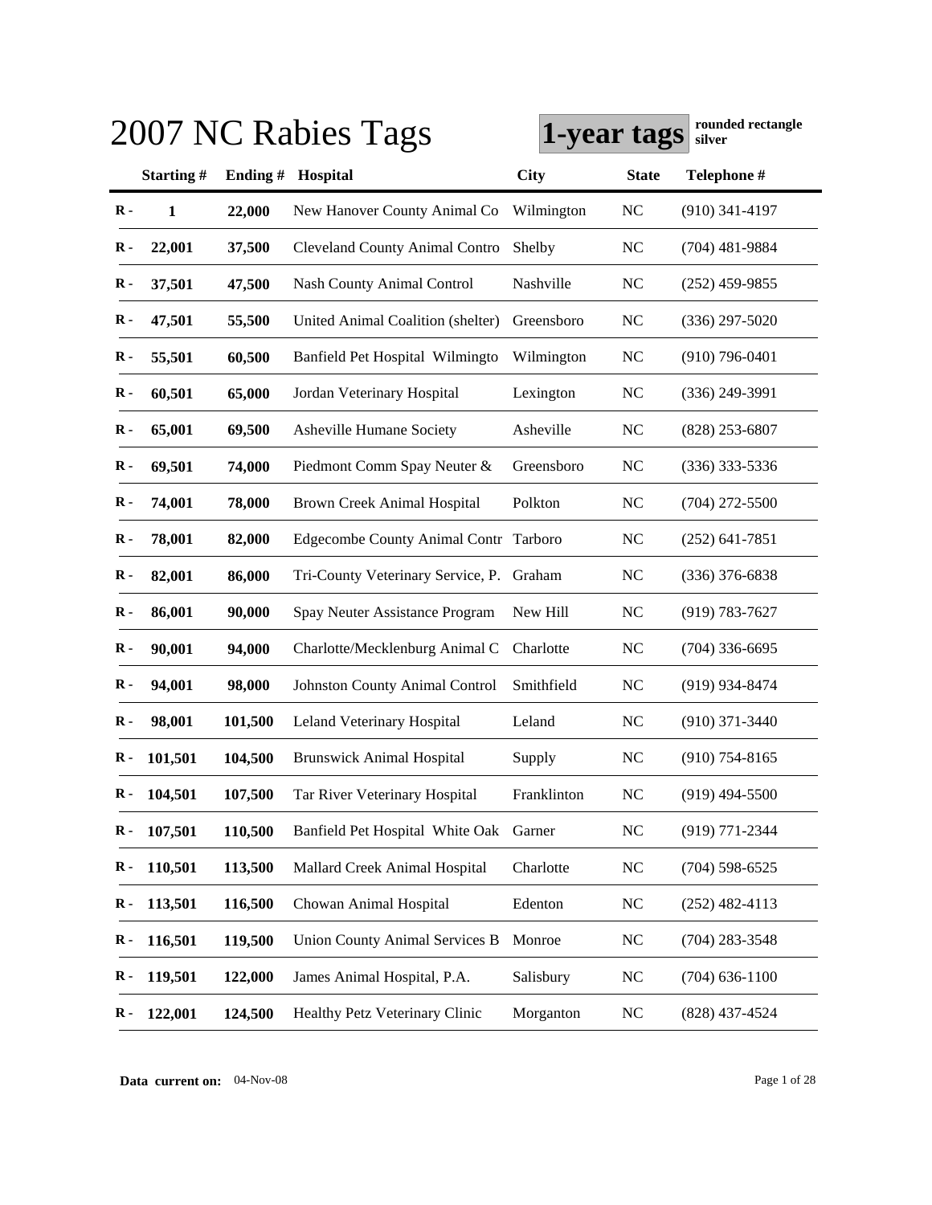# 2007 NC Rabies Tags

**1-year tags** **rounded rectangle silver**

| | Starting # | Ending # | Hospital | City | State | Telephone # |
|---|---|---|---|---|---|---|
| R - | 1 | 22,000 | New Hanover County Animal Co | Wilmington | NC | (910) 341-4197 |
| R - | 22,001 | 37,500 | Cleveland County Animal Contro | Shelby | NC | (704) 481-9884 |
| R - | 37,501 | 47,500 | Nash County Animal Control | Nashville | NC | (252) 459-9855 |
| R - | 47,501 | 55,500 | United Animal Coalition (shelter) | Greensboro | NC | (336) 297-5020 |
| R - | 55,501 | 60,500 | Banfield Pet Hospital Wilmingto | Wilmington | NC | (910) 796-0401 |
| R - | 60,501 | 65,000 | Jordan Veterinary Hospital | Lexington | NC | (336) 249-3991 |
| R - | 65,001 | 69,500 | Asheville Humane Society | Asheville | NC | (828) 253-6807 |
| R - | 69,501 | 74,000 | Piedmont Comm Spay Neuter & | Greensboro | NC | (336) 333-5336 |
| R - | 74,001 | 78,000 | Brown Creek Animal Hospital | Polkton | NC | (704) 272-5500 |
| R - | 78,001 | 82,000 | Edgecombe County Animal Contr | Tarboro | NC | (252) 641-7851 |
| R - | 82,001 | 86,000 | Tri-County Veterinary Service, P. | Graham | NC | (336) 376-6838 |
| R - | 86,001 | 90,000 | Spay Neuter Assistance Program | New Hill | NC | (919) 783-7627 |
| R - | 90,001 | 94,000 | Charlotte/Mecklenburg Animal C | Charlotte | NC | (704) 336-6695 |
| R - | 94,001 | 98,000 | Johnston County Animal Control | Smithfield | NC | (919) 934-8474 |
| R - | 98,001 | 101,500 | Leland Veterinary Hospital | Leland | NC | (910) 371-3440 |
| R - | 101,501 | 104,500 | Brunswick Animal Hospital | Supply | NC | (910) 754-8165 |
| R - | 104,501 | 107,500 | Tar River Veterinary Hospital | Franklinton | NC | (919) 494-5500 |
| R - | 107,501 | 110,500 | Banfield Pet Hospital White Oak | Garner | NC | (919) 771-2344 |
| R - | 110,501 | 113,500 | Mallard Creek Animal Hospital | Charlotte | NC | (704) 598-6525 |
| R - | 113,501 | 116,500 | Chowan Animal Hospital | Edenton | NC | (252) 482-4113 |
| R - | 116,501 | 119,500 | Union County Animal Services B | Monroe | NC | (704) 283-3548 |
| R - | 119,501 | 122,000 | James Animal Hospital, P.A. | Salisbury | NC | (704) 636-1100 |
| R - | 122,001 | 124,500 | Healthy Petz Veterinary Clinic | Morganton | NC | (828) 437-4524 |

**Data current on:** 04-Nov-08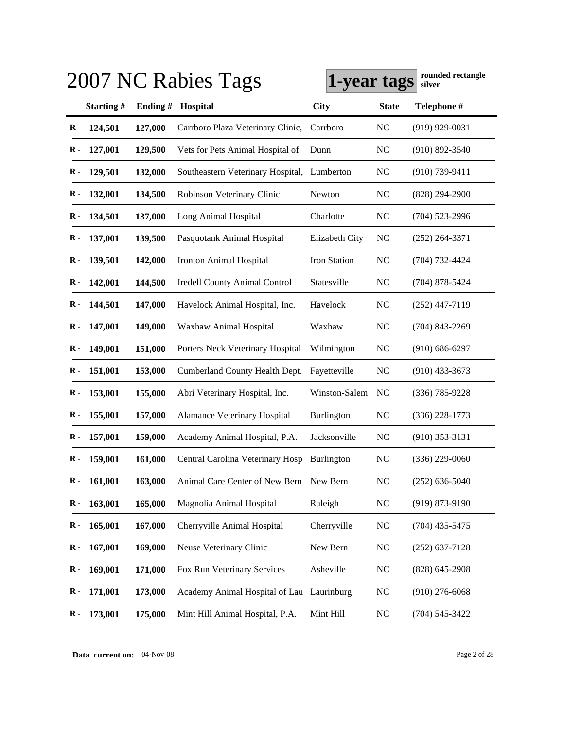# 2007 NC Rabies Tags

**1-year tags** **rounded rectangle silver**

| | Starting # | Ending # | Hospital | City | State | Telephone # |
|---|---|---|---|---|---|---|
| **R -** | **124,501** | **127,000** | Carrboro Plaza Veterinary Clinic, | Carrboro | NC | (919) 929-0031 |
| **R -** | **127,001** | **129,500** | Vets for Pets Animal Hospital of | Dunn | NC | (910) 892-3540 |
| **R -** | **129,501** | **132,000** | Southeastern Veterinary Hospital, | Lumberton | NC | (910) 739-9411 |
| **R -** | **132,001** | **134,500** | Robinson Veterinary Clinic | Newton | NC | (828) 294-2900 |
| **R -** | **134,501** | **137,000** | Long Animal Hospital | Charlotte | NC | (704) 523-2996 |
| **R -** | **137,001** | **139,500** | Pasquotank Animal Hospital | Elizabeth City | NC | (252) 264-3371 |
| **R -** | **139,501** | **142,000** | Ironton Animal Hospital | Iron Station | NC | (704) 732-4424 |
| **R -** | **142,001** | **144,500** | Iredell County Animal Control | Statesville | NC | (704) 878-5424 |
| **R -** | **144,501** | **147,000** | Havelock Animal Hospital, Inc. | Havelock | NC | (252) 447-7119 |
| **R -** | **147,001** | **149,000** | Waxhaw Animal Hospital | Waxhaw | NC | (704) 843-2269 |
| **R -** | **149,001** | **151,000** | Porters Neck Veterinary Hospital | Wilmington | NC | (910) 686-6297 |
| **R -** | **151,001** | **153,000** | Cumberland County Health Dept. | Fayetteville | NC | (910) 433-3673 |
| **R -** | **153,001** | **155,000** | Abri Veterinary Hospital, Inc. | Winston-Salem | NC | (336) 785-9228 |
| **R -** | **155,001** | **157,000** | Alamance Veterinary Hospital | Burlington | NC | (336) 228-1773 |
| **R -** | **157,001** | **159,000** | Academy Animal Hospital, P.A. | Jacksonville | NC | (910) 353-3131 |
| **R -** | **159,001** | **161,000** | Central Carolina Veterinary Hosp | Burlington | NC | (336) 229-0060 |
| **R -** | **161,001** | **163,000** | Animal Care Center of New Bern | New Bern | NC | (252) 636-5040 |
| **R -** | **163,001** | **165,000** | Magnolia Animal Hospital | Raleigh | NC | (919) 873-9190 |
| **R -** | **165,001** | **167,000** | Cherryville Animal Hospital | Cherryville | NC | (704) 435-5475 |
| **R -** | **167,001** | **169,000** | Neuse Veterinary Clinic | New Bern | NC | (252) 637-7128 |
| **R -** | **169,001** | **171,000** | Fox Run Veterinary Services | Asheville | NC | (828) 645-2908 |
| **R -** | **171,001** | **173,000** | Academy Animal Hospital of Lau | Laurinburg | NC | (910) 276-6068 |
| **R -** | **173,001** | **175,000** | Mint Hill Animal Hospital, P.A. | Mint Hill | NC | (704) 545-3422 |

**Data current on:** 04-Nov-08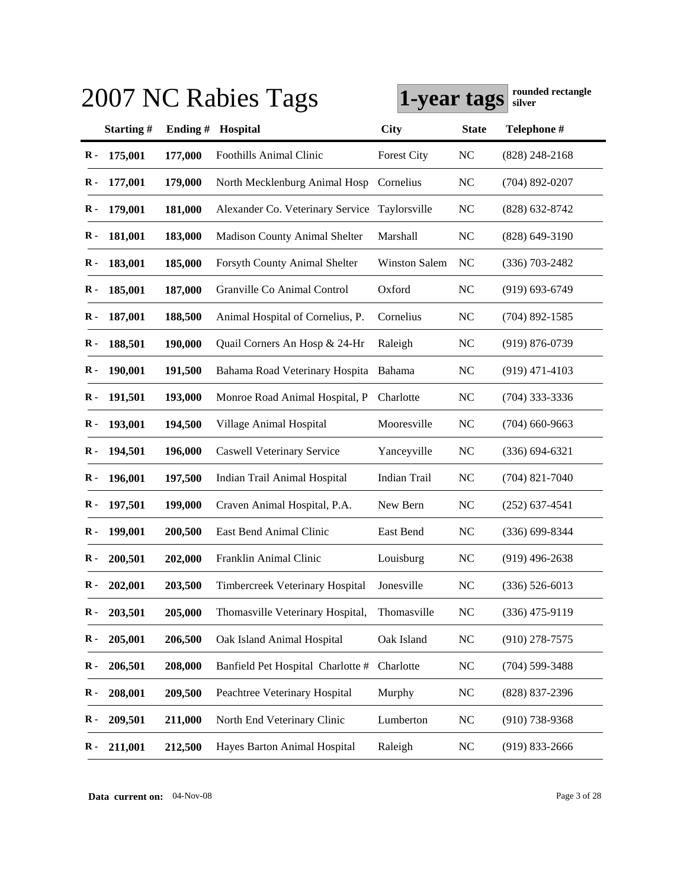# 2007 NC Rabies Tags

**1-year tags** **rounded rectangle silver**

| | Starting # | Ending # | Hospital | City | State | Telephone # |
|---|---|---|---|---|---|---|
| R - | 175,001 | 177,000 | Foothills Animal Clinic | Forest City | NC | (828) 248-2168 |
| R - | 177,001 | 179,000 | North Mecklenburg Animal Hosp | Cornelius | NC | (704) 892-0207 |
| R - | 179,001 | 181,000 | Alexander Co. Veterinary Service | Taylorsville | NC | (828) 632-8742 |
| R - | 181,001 | 183,000 | Madison County Animal Shelter | Marshall | NC | (828) 649-3190 |
| R - | 183,001 | 185,000 | Forsyth County Animal Shelter | Winston Salem | NC | (336) 703-2482 |
| R - | 185,001 | 187,000 | Granville Co Animal Control | Oxford | NC | (919) 693-6749 |
| R - | 187,001 | 188,500 | Animal Hospital of Cornelius, P. | Cornelius | NC | (704) 892-1585 |
| R - | 188,501 | 190,000 | Quail Corners An Hosp & 24-Hr | Raleigh | NC | (919) 876-0739 |
| R - | 190,001 | 191,500 | Bahama Road Veterinary Hospita | Bahama | NC | (919) 471-4103 |
| R - | 191,501 | 193,000 | Monroe Road Animal Hospital, P | Charlotte | NC | (704) 333-3336 |
| R - | 193,001 | 194,500 | Village Animal Hospital | Mooresville | NC | (704) 660-9663 |
| R - | 194,501 | 196,000 | Caswell Veterinary Service | Yanceyville | NC | (336) 694-6321 |
| R - | 196,001 | 197,500 | Indian Trail Animal Hospital | Indian Trail | NC | (704) 821-7040 |
| R - | 197,501 | 199,000 | Craven Animal Hospital, P.A. | New Bern | NC | (252) 637-4541 |
| R - | 199,001 | 200,500 | East Bend Animal Clinic | East Bend | NC | (336) 699-8344 |
| R - | 200,501 | 202,000 | Franklin Animal Clinic | Louisburg | NC | (919) 496-2638 |
| R - | 202,001 | 203,500 | Timbercreek Veterinary Hospital | Jonesville | NC | (336) 526-6013 |
| R - | 203,501 | 205,000 | Thomasville Veterinary Hospital, | Thomasville | NC | (336) 475-9119 |
| R - | 205,001 | 206,500 | Oak Island Animal Hospital | Oak Island | NC | (910) 278-7575 |
| R - | 206,501 | 208,000 | Banfield Pet Hospital Charlotte # | Charlotte | NC | (704) 599-3488 |
| R - | 208,001 | 209,500 | Peachtree Veterinary Hospital | Murphy | NC | (828) 837-2396 |
| R - | 209,501 | 211,000 | North End Veterinary Clinic | Lumberton | NC | (910) 738-9368 |
| R - | 211,001 | 212,500 | Hayes Barton Animal Hospital | Raleigh | NC | (919) 833-2666 |

**Data current on:** 04-Nov-08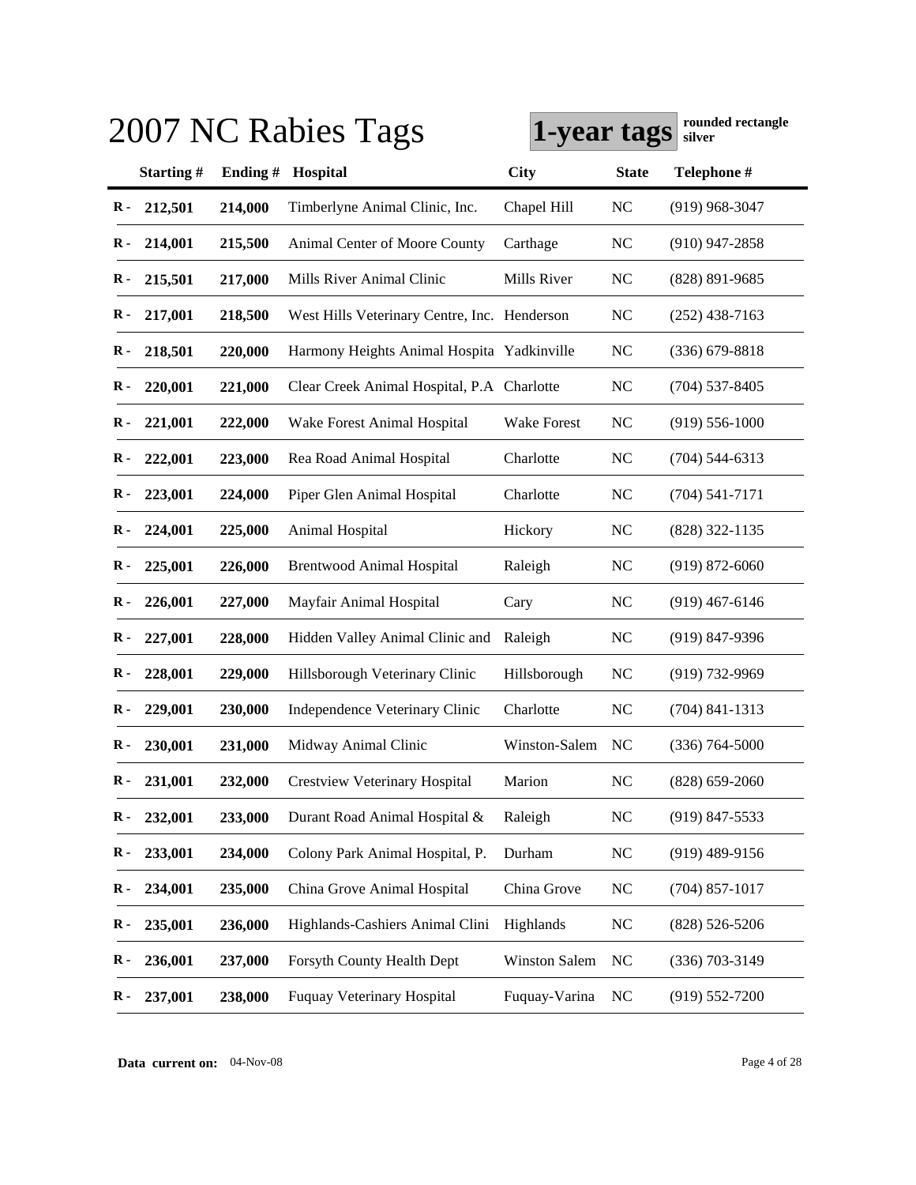# 2007 NC Rabies Tags

**1-year tags** **rounded rectangle silver**

| | Starting # | Ending # | Hospital | City | State | Telephone # |
|---|---|---|---|---|---|---|
| R - | 212,501 | 214,000 | Timberlyne Animal Clinic, Inc. | Chapel Hill | NC | (919) 968-3047 |
| R - | 214,001 | 215,500 | Animal Center of Moore County | Carthage | NC | (910) 947-2858 |
| R - | 215,501 | 217,000 | Mills River Animal Clinic | Mills River | NC | (828) 891-9685 |
| R - | 217,001 | 218,500 | West Hills Veterinary Centre, Inc. | Henderson | NC | (252) 438-7163 |
| R - | 218,501 | 220,000 | Harmony Heights Animal Hospita | Yadkinville | NC | (336) 679-8818 |
| R - | 220,001 | 221,000 | Clear Creek Animal Hospital, P.A | Charlotte | NC | (704) 537-8405 |
| R - | 221,001 | 222,000 | Wake Forest Animal Hospital | Wake Forest | NC | (919) 556-1000 |
| R - | 222,001 | 223,000 | Rea Road Animal Hospital | Charlotte | NC | (704) 544-6313 |
| R - | 223,001 | 224,000 | Piper Glen Animal Hospital | Charlotte | NC | (704) 541-7171 |
| R - | 224,001 | 225,000 | Animal Hospital | Hickory | NC | (828) 322-1135 |
| R - | 225,001 | 226,000 | Brentwood Animal Hospital | Raleigh | NC | (919) 872-6060 |
| R - | 226,001 | 227,000 | Mayfair Animal Hospital | Cary | NC | (919) 467-6146 |
| R - | 227,001 | 228,000 | Hidden Valley Animal Clinic and | Raleigh | NC | (919) 847-9396 |
| R - | 228,001 | 229,000 | Hillsborough Veterinary Clinic | Hillsborough | NC | (919) 732-9969 |
| R - | 229,001 | 230,000 | Independence Veterinary Clinic | Charlotte | NC | (704) 841-1313 |
| R - | 230,001 | 231,000 | Midway Animal Clinic | Winston-Salem | NC | (336) 764-5000 |
| R - | 231,001 | 232,000 | Crestview Veterinary Hospital | Marion | NC | (828) 659-2060 |
| R - | 232,001 | 233,000 | Durant Road Animal Hospital & | Raleigh | NC | (919) 847-5533 |
| R - | 233,001 | 234,000 | Colony Park Animal Hospital, P. | Durham | NC | (919) 489-9156 |
| R - | 234,001 | 235,000 | China Grove Animal Hospital | China Grove | NC | (704) 857-1017 |
| R - | 235,001 | 236,000 | Highlands-Cashiers Animal Clini | Highlands | NC | (828) 526-5206 |
| R - | 236,001 | 237,000 | Forsyth County Health Dept | Winston Salem | NC | (336) 703-3149 |
| R - | 237,001 | 238,000 | Fuquay Veterinary Hospital | Fuquay-Varina | NC | (919) 552-7200 |

**Data current on:** 04-Nov-08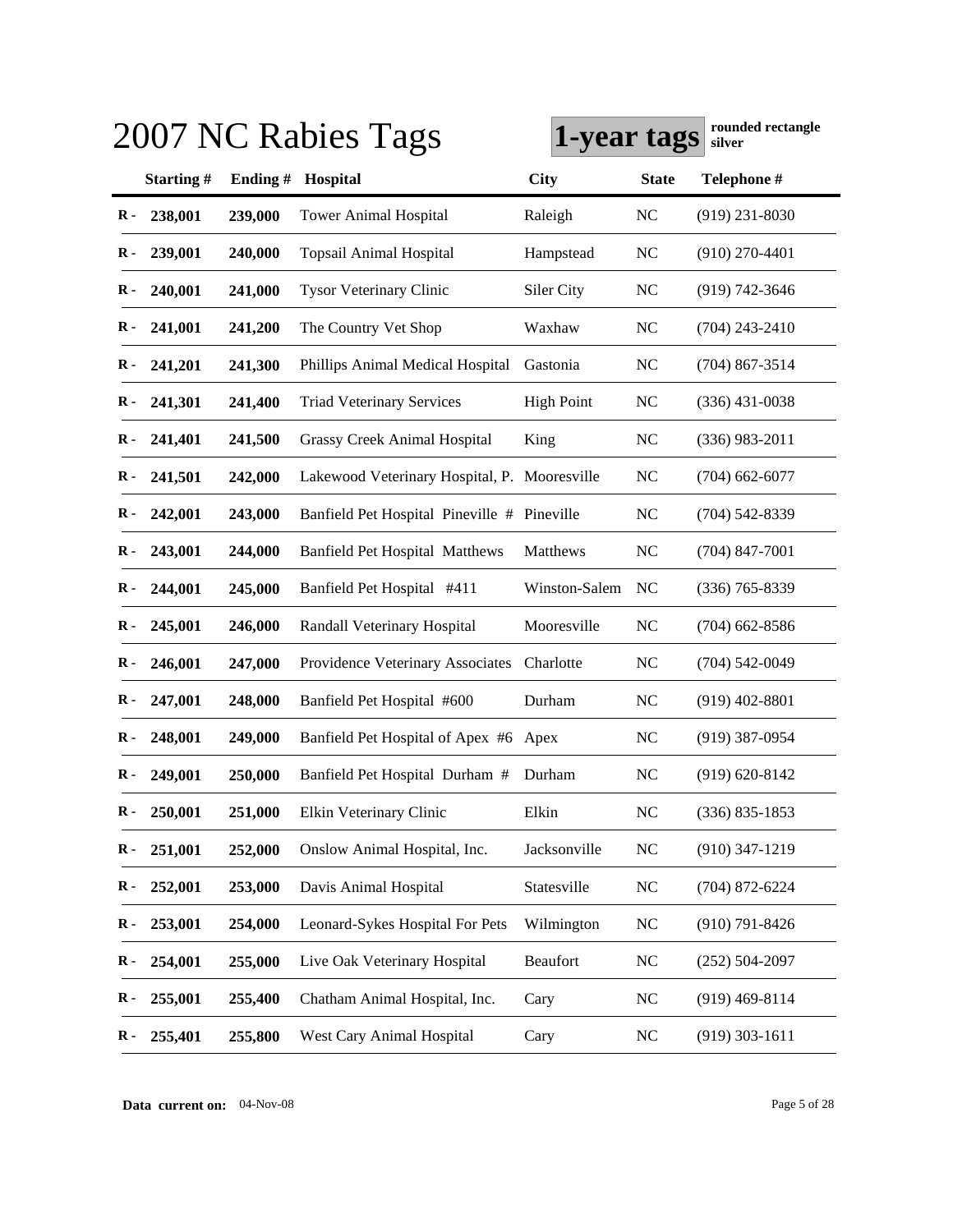# 2007 NC Rabies Tags

**1-year tags** **rounded rectangle silver**

| | Starting # | Ending # | Hospital | City | State | Telephone # |
|---|---|---|---|---|---|---|
| R - | 238,001 | 239,000 | Tower Animal Hospital | Raleigh | NC | (919) 231-8030 |
| R - | 239,001 | 240,000 | Topsail Animal Hospital | Hampstead | NC | (910) 270-4401 |
| R - | 240,001 | 241,000 | Tysor Veterinary Clinic | Siler City | NC | (919) 742-3646 |
| R - | 241,001 | 241,200 | The Country Vet Shop | Waxhaw | NC | (704) 243-2410 |
| R - | 241,201 | 241,300 | Phillips Animal Medical Hospital | Gastonia | NC | (704) 867-3514 |
| R - | 241,301 | 241,400 | Triad Veterinary Services | High Point | NC | (336) 431-0038 |
| R - | 241,401 | 241,500 | Grassy Creek Animal Hospital | King | NC | (336) 983-2011 |
| R - | 241,501 | 242,000 | Lakewood Veterinary Hospital, P. | Mooresville | NC | (704) 662-6077 |
| R - | 242,001 | 243,000 | Banfield Pet Hospital Pineville # | Pineville | NC | (704) 542-8339 |
| R - | 243,001 | 244,000 | Banfield Pet Hospital Matthews | Matthews | NC | (704) 847-7001 |
| R - | 244,001 | 245,000 | Banfield Pet Hospital #411 | Winston-Salem | NC | (336) 765-8339 |
| R - | 245,001 | 246,000 | Randall Veterinary Hospital | Mooresville | NC | (704) 662-8586 |
| R - | 246,001 | 247,000 | Providence Veterinary Associates | Charlotte | NC | (704) 542-0049 |
| R - | 247,001 | 248,000 | Banfield Pet Hospital #600 | Durham | NC | (919) 402-8801 |
| R - | 248,001 | 249,000 | Banfield Pet Hospital of Apex #6 | Apex | NC | (919) 387-0954 |
| R - | 249,001 | 250,000 | Banfield Pet Hospital Durham # | Durham | NC | (919) 620-8142 |
| R - | 250,001 | 251,000 | Elkin Veterinary Clinic | Elkin | NC | (336) 835-1853 |
| R - | 251,001 | 252,000 | Onslow Animal Hospital, Inc. | Jacksonville | NC | (910) 347-1219 |
| R - | 252,001 | 253,000 | Davis Animal Hospital | Statesville | NC | (704) 872-6224 |
| R - | 253,001 | 254,000 | Leonard-Sykes Hospital For Pets | Wilmington | NC | (910) 791-8426 |
| R - | 254,001 | 255,000 | Live Oak Veterinary Hospital | Beaufort | NC | (252) 504-2097 |
| R - | 255,001 | 255,400 | Chatham Animal Hospital, Inc. | Cary | NC | (919) 469-8114 |
| R - | 255,401 | 255,800 | West Cary Animal Hospital | Cary | NC | (919) 303-1611 |

**Data current on:** 04-Nov-08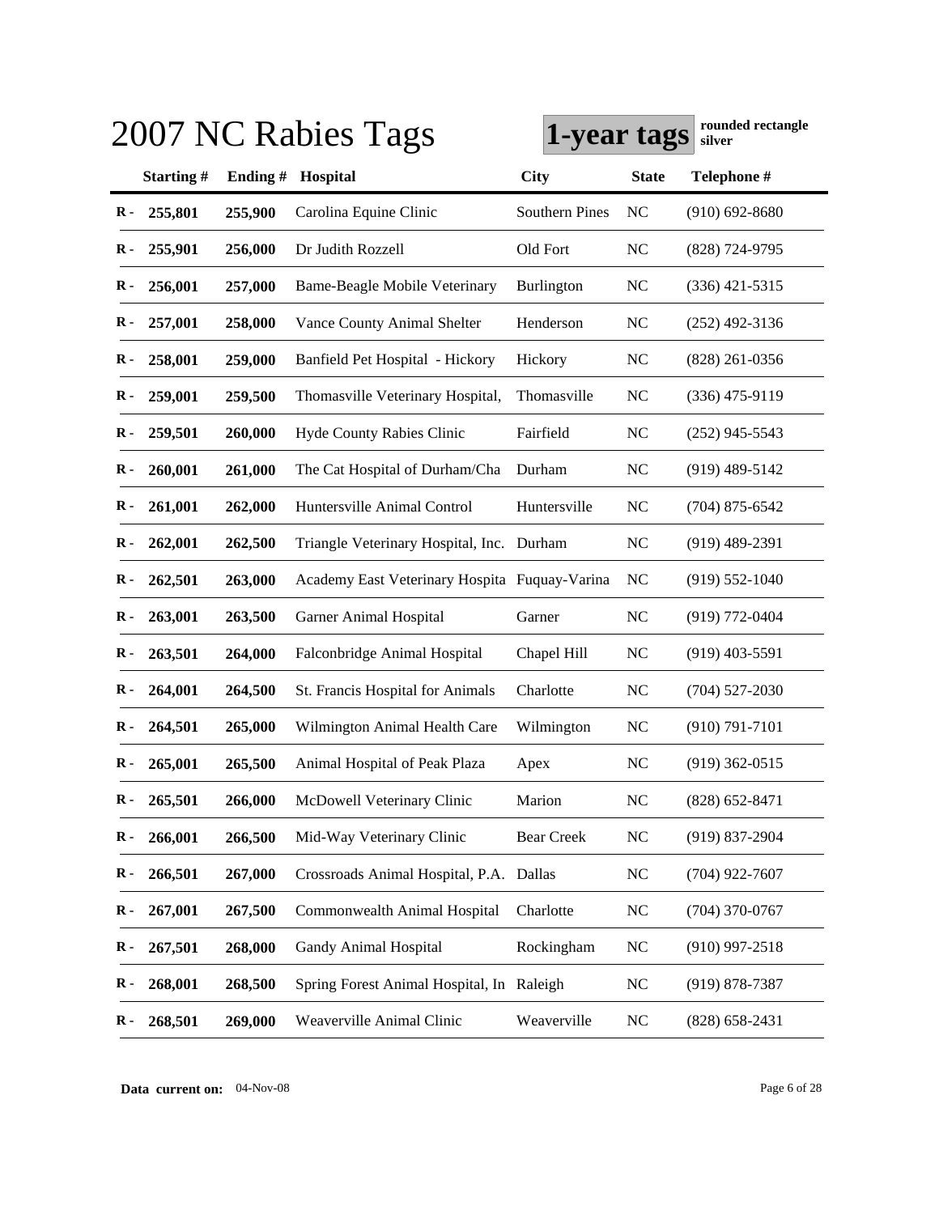# 2007 NC Rabies Tags

**1-year tags** **rounded rectangle silver**

| | Starting # | Ending # | Hospital | City | State | Telephone # |
|---|---|---|---|---|---|---|
| R - | 255,801 | 255,900 | Carolina Equine Clinic | Southern Pines | NC | (910) 692-8680 |
| R - | 255,901 | 256,000 | Dr Judith Rozzell | Old Fort | NC | (828) 724-9795 |
| R - | 256,001 | 257,000 | Bame-Beagle Mobile Veterinary | Burlington | NC | (336) 421-5315 |
| R - | 257,001 | 258,000 | Vance County Animal Shelter | Henderson | NC | (252) 492-3136 |
| R - | 258,001 | 259,000 | Banfield Pet Hospital - Hickory | Hickory | NC | (828) 261-0356 |
| R - | 259,001 | 259,500 | Thomasville Veterinary Hospital, | Thomasville | NC | (336) 475-9119 |
| R - | 259,501 | 260,000 | Hyde County Rabies Clinic | Fairfield | NC | (252) 945-5543 |
| R - | 260,001 | 261,000 | The Cat Hospital of Durham/Cha | Durham | NC | (919) 489-5142 |
| R - | 261,001 | 262,000 | Huntersville Animal Control | Huntersville | NC | (704) 875-6542 |
| R - | 262,001 | 262,500 | Triangle Veterinary Hospital, Inc. | Durham | NC | (919) 489-2391 |
| R - | 262,501 | 263,000 | Academy East Veterinary Hospita | Fuquay-Varina | NC | (919) 552-1040 |
| R - | 263,001 | 263,500 | Garner Animal Hospital | Garner | NC | (919) 772-0404 |
| R - | 263,501 | 264,000 | Falconbridge Animal Hospital | Chapel Hill | NC | (919) 403-5591 |
| R - | 264,001 | 264,500 | St. Francis Hospital for Animals | Charlotte | NC | (704) 527-2030 |
| R - | 264,501 | 265,000 | Wilmington Animal Health Care | Wilmington | NC | (910) 791-7101 |
| R - | 265,001 | 265,500 | Animal Hospital of Peak Plaza | Apex | NC | (919) 362-0515 |
| R - | 265,501 | 266,000 | McDowell Veterinary Clinic | Marion | NC | (828) 652-8471 |
| R - | 266,001 | 266,500 | Mid-Way Veterinary Clinic | Bear Creek | NC | (919) 837-2904 |
| R - | 266,501 | 267,000 | Crossroads Animal Hospital, P.A. | Dallas | NC | (704) 922-7607 |
| R - | 267,001 | 267,500 | Commonwealth Animal Hospital | Charlotte | NC | (704) 370-0767 |
| R - | 267,501 | 268,000 | Gandy Animal Hospital | Rockingham | NC | (910) 997-2518 |
| R - | 268,001 | 268,500 | Spring Forest Animal Hospital, In | Raleigh | NC | (919) 878-7387 |
| R - | 268,501 | 269,000 | Weaverville Animal Clinic | Weaverville | NC | (828) 658-2431 |

**Data current on:** 04-Nov-08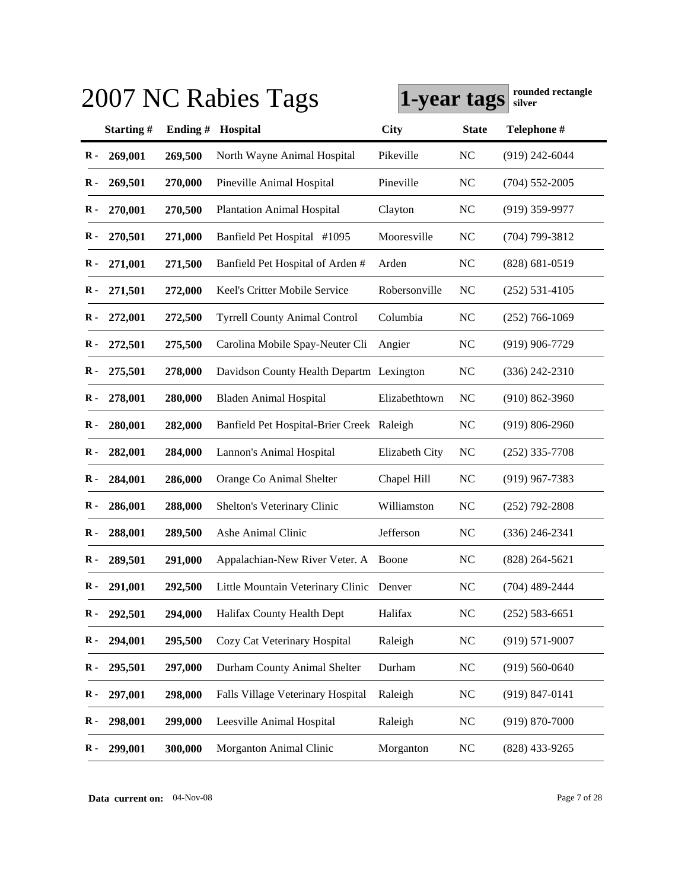# 2007 NC Rabies Tags

**1-year tags** **rounded rectangle silver**

| | Starting # | Ending # | Hospital | City | State | Telephone # |
|---|---|---|---|---|---|---|
| R - | 269,001 | 269,500 | North Wayne Animal Hospital | Pikeville | NC | (919) 242-6044 |
| R - | 269,501 | 270,000 | Pineville Animal Hospital | Pineville | NC | (704) 552-2005 |
| R - | 270,001 | 270,500 | Plantation Animal Hospital | Clayton | NC | (919) 359-9977 |
| R - | 270,501 | 271,000 | Banfield Pet Hospital #1095 | Mooresville | NC | (704) 799-3812 |
| R - | 271,001 | 271,500 | Banfield Pet Hospital of Arden # | Arden | NC | (828) 681-0519 |
| R - | 271,501 | 272,000 | Keel's Critter Mobile Service | Robersonville | NC | (252) 531-4105 |
| R - | 272,001 | 272,500 | Tyrrell County Animal Control | Columbia | NC | (252) 766-1069 |
| R - | 272,501 | 275,500 | Carolina Mobile Spay-Neuter Cli | Angier | NC | (919) 906-7729 |
| R - | 275,501 | 278,000 | Davidson County Health Departm | Lexington | NC | (336) 242-2310 |
| R - | 278,001 | 280,000 | Bladen Animal Hospital | Elizabethtown | NC | (910) 862-3960 |
| R - | 280,001 | 282,000 | Banfield Pet Hospital-Brier Creek | Raleigh | NC | (919) 806-2960 |
| R - | 282,001 | 284,000 | Lannon's Animal Hospital | Elizabeth City | NC | (252) 335-7708 |
| R - | 284,001 | 286,000 | Orange Co Animal Shelter | Chapel Hill | NC | (919) 967-7383 |
| R - | 286,001 | 288,000 | Shelton's Veterinary Clinic | Williamston | NC | (252) 792-2808 |
| R - | 288,001 | 289,500 | Ashe Animal Clinic | Jefferson | NC | (336) 246-2341 |
| R - | 289,501 | 291,000 | Appalachian-New River Veter. A | Boone | NC | (828) 264-5621 |
| R - | 291,001 | 292,500 | Little Mountain Veterinary Clinic | Denver | NC | (704) 489-2444 |
| R - | 292,501 | 294,000 | Halifax County Health Dept | Halifax | NC | (252) 583-6651 |
| R - | 294,001 | 295,500 | Cozy Cat Veterinary Hospital | Raleigh | NC | (919) 571-9007 |
| R - | 295,501 | 297,000 | Durham County Animal Shelter | Durham | NC | (919) 560-0640 |
| R - | 297,001 | 298,000 | Falls Village Veterinary Hospital | Raleigh | NC | (919) 847-0141 |
| R - | 298,001 | 299,000 | Leesville Animal Hospital | Raleigh | NC | (919) 870-7000 |
| R - | 299,001 | 300,000 | Morganton Animal Clinic | Morganton | NC | (828) 433-9265 |

**Data current on:** 04-Nov-08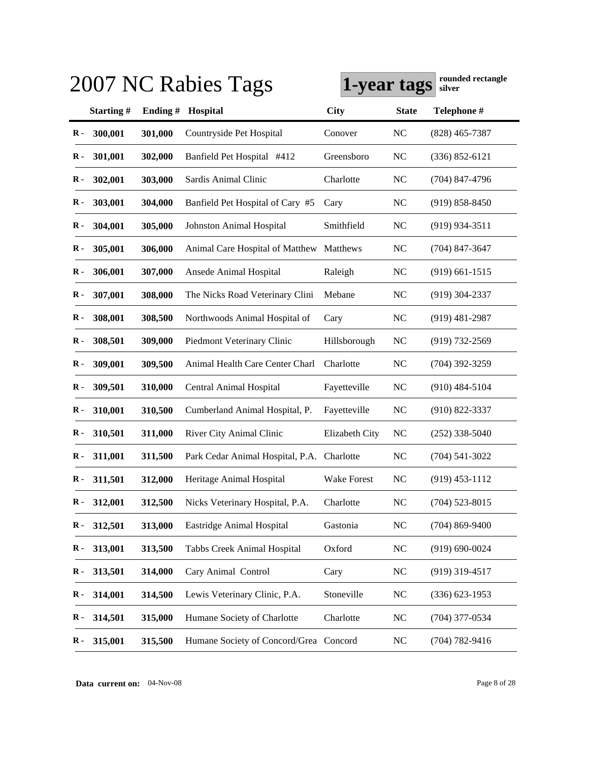# 2007 NC Rabies Tags

**1-year tags** **rounded rectangle silver**

| | Starting # | Ending # | Hospital | City | State | Telephone # |
|---|---|---|---|---|---|---|
| R - | 300,001 | 301,000 | Countryside Pet Hospital | Conover | NC | (828) 465-7387 |
| R - | 301,001 | 302,000 | Banfield Pet Hospital #412 | Greensboro | NC | (336) 852-6121 |
| R - | 302,001 | 303,000 | Sardis Animal Clinic | Charlotte | NC | (704) 847-4796 |
| R - | 303,001 | 304,000 | Banfield Pet Hospital of Cary #5 | Cary | NC | (919) 858-8450 |
| R - | 304,001 | 305,000 | Johnston Animal Hospital | Smithfield | NC | (919) 934-3511 |
| R - | 305,001 | 306,000 | Animal Care Hospital of Matthew | Matthews | NC | (704) 847-3647 |
| R - | 306,001 | 307,000 | Ansede Animal Hospital | Raleigh | NC | (919) 661-1515 |
| R - | 307,001 | 308,000 | The Nicks Road Veterinary Clini | Mebane | NC | (919) 304-2337 |
| R - | 308,001 | 308,500 | Northwoods Animal Hospital of | Cary | NC | (919) 481-2987 |
| R - | 308,501 | 309,000 | Piedmont Veterinary Clinic | Hillsborough | NC | (919) 732-2569 |
| R - | 309,001 | 309,500 | Animal Health Care Center Charl | Charlotte | NC | (704) 392-3259 |
| R - | 309,501 | 310,000 | Central Animal Hospital | Fayetteville | NC | (910) 484-5104 |
| R - | 310,001 | 310,500 | Cumberland Animal Hospital, P. | Fayetteville | NC | (910) 822-3337 |
| R - | 310,501 | 311,000 | River City Animal Clinic | Elizabeth City | NC | (252) 338-5040 |
| R - | 311,001 | 311,500 | Park Cedar Animal Hospital, P.A. | Charlotte | NC | (704) 541-3022 |
| R - | 311,501 | 312,000 | Heritage Animal Hospital | Wake Forest | NC | (919) 453-1112 |
| R - | 312,001 | 312,500 | Nicks Veterinary Hospital, P.A. | Charlotte | NC | (704) 523-8015 |
| R - | 312,501 | 313,000 | Eastridge Animal Hospital | Gastonia | NC | (704) 869-9400 |
| R - | 313,001 | 313,500 | Tabbs Creek Animal Hospital | Oxford | NC | (919) 690-0024 |
| R - | 313,501 | 314,000 | Cary Animal Control | Cary | NC | (919) 319-4517 |
| R - | 314,001 | 314,500 | Lewis Veterinary Clinic, P.A. | Stoneville | NC | (336) 623-1953 |
| R - | 314,501 | 315,000 | Humane Society of Charlotte | Charlotte | NC | (704) 377-0534 |
| R - | 315,001 | 315,500 | Humane Society of Concord/Grea | Concord | NC | (704) 782-9416 |

**Data current on:** 04-Nov-08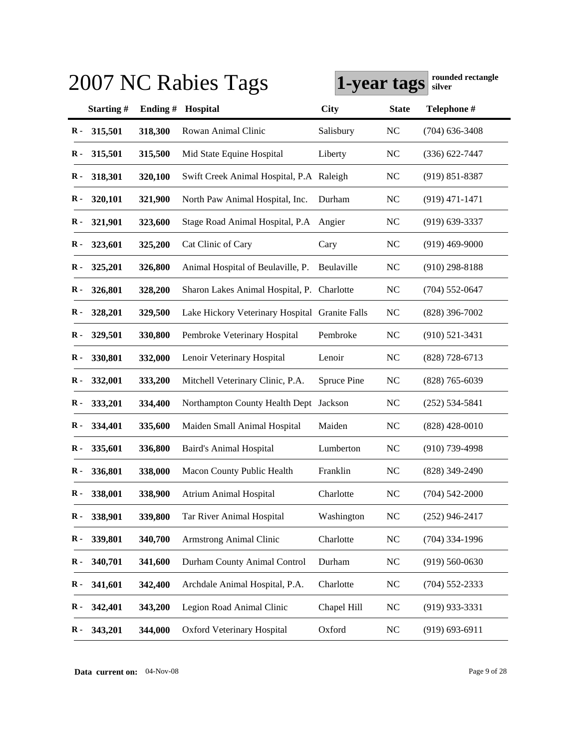# 2007 NC Rabies Tags

**1-year tags** **rounded rectangle silver**

| | Starting # | Ending # | Hospital | City | State | Telephone # |
|---|---|---|---|---|---|---|
| R - | 315,501 | 318,300 | Rowan Animal Clinic | Salisbury | NC | (704) 636-3408 |
| R - | 315,501 | 315,500 | Mid State Equine Hospital | Liberty | NC | (336) 622-7447 |
| R - | 318,301 | 320,100 | Swift Creek Animal Hospital, P.A | Raleigh | NC | (919) 851-8387 |
| R - | 320,101 | 321,900 | North Paw Animal Hospital, Inc. | Durham | NC | (919) 471-1471 |
| R - | 321,901 | 323,600 | Stage Road Animal Hospital, P.A | Angier | NC | (919) 639-3337 |
| R - | 323,601 | 325,200 | Cat Clinic of Cary | Cary | NC | (919) 469-9000 |
| R - | 325,201 | 326,800 | Animal Hospital of Beulaville, P. | Beulaville | NC | (910) 298-8188 |
| R - | 326,801 | 328,200 | Sharon Lakes Animal Hospital, P. | Charlotte | NC | (704) 552-0647 |
| R - | 328,201 | 329,500 | Lake Hickory Veterinary Hospital | Granite Falls | NC | (828) 396-7002 |
| R - | 329,501 | 330,800 | Pembroke Veterinary Hospital | Pembroke | NC | (910) 521-3431 |
| R - | 330,801 | 332,000 | Lenoir Veterinary Hospital | Lenoir | NC | (828) 728-6713 |
| R - | 332,001 | 333,200 | Mitchell Veterinary Clinic, P.A. | Spruce Pine | NC | (828) 765-6039 |
| R - | 333,201 | 334,400 | Northampton County Health Dept | Jackson | NC | (252) 534-5841 |
| R - | 334,401 | 335,600 | Maiden Small Animal Hospital | Maiden | NC | (828) 428-0010 |
| R - | 335,601 | 336,800 | Baird's Animal Hospital | Lumberton | NC | (910) 739-4998 |
| R - | 336,801 | 338,000 | Macon County Public Health | Franklin | NC | (828) 349-2490 |
| R - | 338,001 | 338,900 | Atrium Animal Hospital | Charlotte | NC | (704) 542-2000 |
| R - | 338,901 | 339,800 | Tar River Animal Hospital | Washington | NC | (252) 946-2417 |
| R - | 339,801 | 340,700 | Armstrong Animal Clinic | Charlotte | NC | (704) 334-1996 |
| R - | 340,701 | 341,600 | Durham County Animal Control | Durham | NC | (919) 560-0630 |
| R - | 341,601 | 342,400 | Archdale Animal Hospital, P.A. | Charlotte | NC | (704) 552-2333 |
| R - | 342,401 | 343,200 | Legion Road Animal Clinic | Chapel Hill | NC | (919) 933-3331 |
| R - | 343,201 | 344,000 | Oxford Veterinary Hospital | Oxford | NC | (919) 693-6911 |

**Data current on:** 04-Nov-08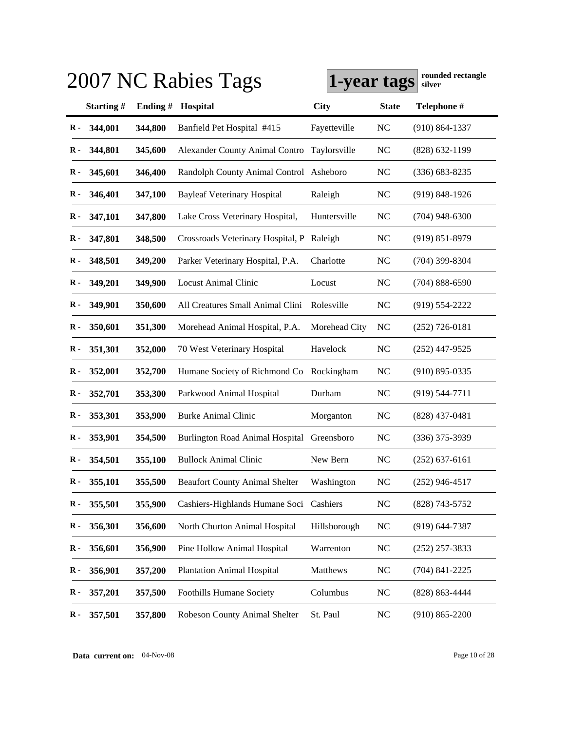# 2007 NC Rabies Tags

**1-year tags** **rounded rectangle silver**

| | Starting # | Ending # | Hospital | City | State | Telephone # |
|---|---|---|---|---|---|---|
| R - | 344,001 | 344,800 | Banfield Pet Hospital #415 | Fayetteville | NC | (910) 864-1337 |
| R - | 344,801 | 345,600 | Alexander County Animal Contro | Taylorsville | NC | (828) 632-1199 |
| R - | 345,601 | 346,400 | Randolph County Animal Control | Asheboro | NC | (336) 683-8235 |
| R - | 346,401 | 347,100 | Bayleaf Veterinary Hospital | Raleigh | NC | (919) 848-1926 |
| R - | 347,101 | 347,800 | Lake Cross Veterinary Hospital, | Huntersville | NC | (704) 948-6300 |
| R - | 347,801 | 348,500 | Crossroads Veterinary Hospital, P | Raleigh | NC | (919) 851-8979 |
| R - | 348,501 | 349,200 | Parker Veterinary Hospital, P.A. | Charlotte | NC | (704) 399-8304 |
| R - | 349,201 | 349,900 | Locust Animal Clinic | Locust | NC | (704) 888-6590 |
| R - | 349,901 | 350,600 | All Creatures Small Animal Clini | Rolesville | NC | (919) 554-2222 |
| R - | 350,601 | 351,300 | Morehead Animal Hospital, P.A. | Morehead City | NC | (252) 726-0181 |
| R - | 351,301 | 352,000 | 70 West Veterinary Hospital | Havelock | NC | (252) 447-9525 |
| R - | 352,001 | 352,700 | Humane Society of Richmond Co | Rockingham | NC | (910) 895-0335 |
| R - | 352,701 | 353,300 | Parkwood Animal Hospital | Durham | NC | (919) 544-7711 |
| R - | 353,301 | 353,900 | Burke Animal Clinic | Morganton | NC | (828) 437-0481 |
| R - | 353,901 | 354,500 | Burlington Road Animal Hospital | Greensboro | NC | (336) 375-3939 |
| R - | 354,501 | 355,100 | Bullock Animal Clinic | New Bern | NC | (252) 637-6161 |
| R - | 355,101 | 355,500 | Beaufort County Animal Shelter | Washington | NC | (252) 946-4517 |
| R - | 355,501 | 355,900 | Cashiers-Highlands Humane Soci | Cashiers | NC | (828) 743-5752 |
| R - | 356,301 | 356,600 | North Churton Animal Hospital | Hillsborough | NC | (919) 644-7387 |
| R - | 356,601 | 356,900 | Pine Hollow Animal Hospital | Warrenton | NC | (252) 257-3833 |
| R - | 356,901 | 357,200 | Plantation Animal Hospital | Matthews | NC | (704) 841-2225 |
| R - | 357,201 | 357,500 | Foothills Humane Society | Columbus | NC | (828) 863-4444 |
| R - | 357,501 | 357,800 | Robeson County Animal Shelter | St. Paul | NC | (910) 865-2200 |

**Data current on:** 04-Nov-08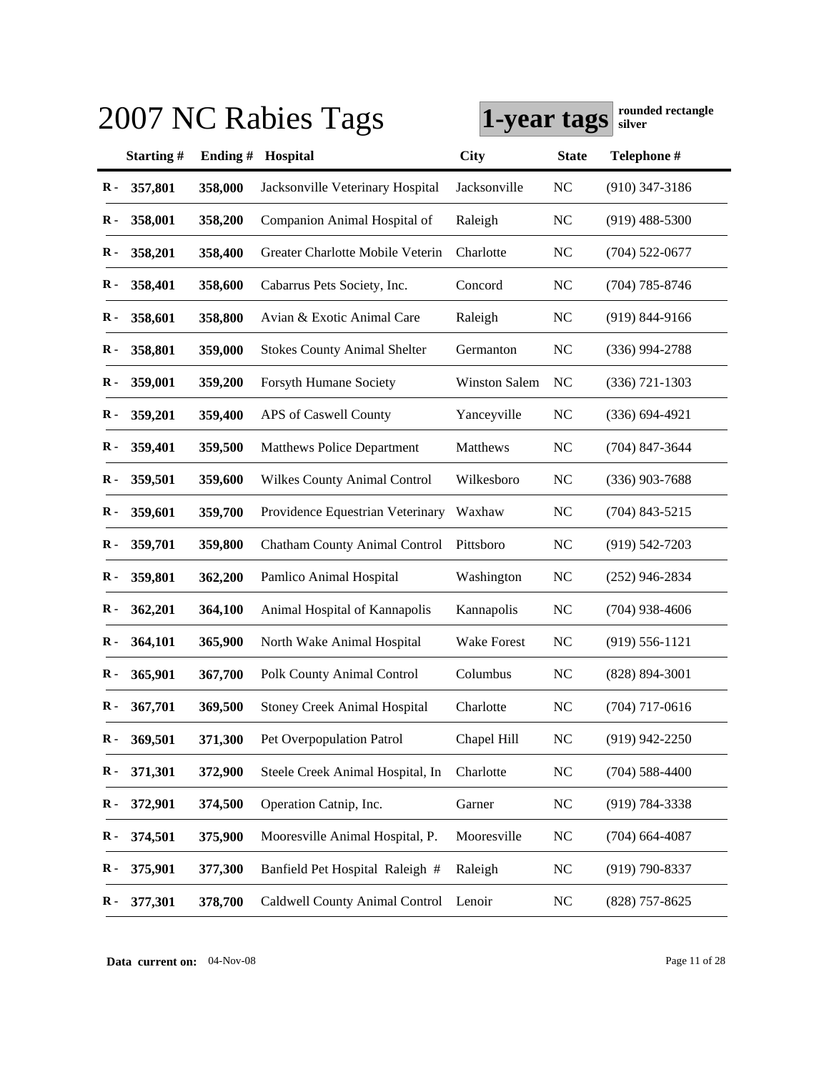# 2007 NC Rabies Tags

**1-year tags** **rounded rectangle silver**

| | Starting # | Ending # | Hospital | City | State | Telephone # |
|---|---|---|---|---|---|---|
| R - | 357,801 | 358,000 | Jacksonville Veterinary Hospital | Jacksonville | NC | (910) 347-3186 |
| R - | 358,001 | 358,200 | Companion Animal Hospital of | Raleigh | NC | (919) 488-5300 |
| R - | 358,201 | 358,400 | Greater Charlotte Mobile Veterin | Charlotte | NC | (704) 522-0677 |
| R - | 358,401 | 358,600 | Cabarrus Pets Society, Inc. | Concord | NC | (704) 785-8746 |
| R - | 358,601 | 358,800 | Avian & Exotic Animal Care | Raleigh | NC | (919) 844-9166 |
| R - | 358,801 | 359,000 | Stokes County Animal Shelter | Germanton | NC | (336) 994-2788 |
| R - | 359,001 | 359,200 | Forsyth Humane Society | Winston Salem | NC | (336) 721-1303 |
| R - | 359,201 | 359,400 | APS of Caswell County | Yanceyville | NC | (336) 694-4921 |
| R - | 359,401 | 359,500 | Matthews Police Department | Matthews | NC | (704) 847-3644 |
| R - | 359,501 | 359,600 | Wilkes County Animal Control | Wilkesboro | NC | (336) 903-7688 |
| R - | 359,601 | 359,700 | Providence Equestrian Veterinary | Waxhaw | NC | (704) 843-5215 |
| R - | 359,701 | 359,800 | Chatham County Animal Control | Pittsboro | NC | (919) 542-7203 |
| R - | 359,801 | 362,200 | Pamlico Animal Hospital | Washington | NC | (252) 946-2834 |
| R - | 362,201 | 364,100 | Animal Hospital of Kannapolis | Kannapolis | NC | (704) 938-4606 |
| R - | 364,101 | 365,900 | North Wake Animal Hospital | Wake Forest | NC | (919) 556-1121 |
| R - | 365,901 | 367,700 | Polk County Animal Control | Columbus | NC | (828) 894-3001 |
| R - | 367,701 | 369,500 | Stoney Creek Animal Hospital | Charlotte | NC | (704) 717-0616 |
| R - | 369,501 | 371,300 | Pet Overpopulation Patrol | Chapel Hill | NC | (919) 942-2250 |
| R - | 371,301 | 372,900 | Steele Creek Animal Hospital, In | Charlotte | NC | (704) 588-4400 |
| R - | 372,901 | 374,500 | Operation Catnip, Inc. | Garner | NC | (919) 784-3338 |
| R - | 374,501 | 375,900 | Mooresville Animal Hospital, P. | Mooresville | NC | (704) 664-4087 |
| R - | 375,901 | 377,300 | Banfield Pet Hospital Raleigh # | Raleigh | NC | (919) 790-8337 |
| R - | 377,301 | 378,700 | Caldwell County Animal Control | Lenoir | NC | (828) 757-8625 |

**Data current on:** 04-Nov-08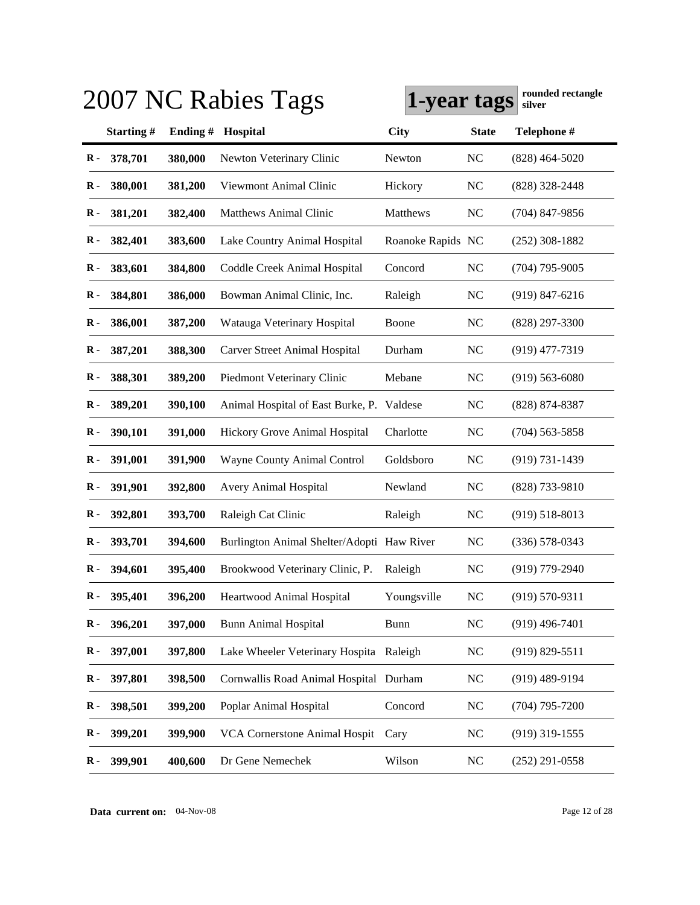# 2007 NC Rabies Tags

**1-year tags** **rounded rectangle silver**

| | Starting # | Ending # | Hospital | City | State | Telephone # |
|---|---|---|---|---|---|---|
| R - | 378,701 | 380,000 | Newton Veterinary Clinic | Newton | NC | (828) 464-5020 |
| R - | 380,001 | 381,200 | Viewmont Animal Clinic | Hickory | NC | (828) 328-2448 |
| R - | 381,201 | 382,400 | Matthews Animal Clinic | Matthews | NC | (704) 847-9856 |
| R - | 382,401 | 383,600 | Lake Country Animal Hospital | Roanoke Rapids | NC | (252) 308-1882 |
| R - | 383,601 | 384,800 | Coddle Creek Animal Hospital | Concord | NC | (704) 795-9005 |
| R - | 384,801 | 386,000 | Bowman Animal Clinic, Inc. | Raleigh | NC | (919) 847-6216 |
| R - | 386,001 | 387,200 | Watauga Veterinary Hospital | Boone | NC | (828) 297-3300 |
| R - | 387,201 | 388,300 | Carver Street Animal Hospital | Durham | NC | (919) 477-7319 |
| R - | 388,301 | 389,200 | Piedmont Veterinary Clinic | Mebane | NC | (919) 563-6080 |
| R - | 389,201 | 390,100 | Animal Hospital of East Burke, P. | Valdese | NC | (828) 874-8387 |
| R - | 390,101 | 391,000 | Hickory Grove Animal Hospital | Charlotte | NC | (704) 563-5858 |
| R - | 391,001 | 391,900 | Wayne County Animal Control | Goldsboro | NC | (919) 731-1439 |
| R - | 391,901 | 392,800 | Avery Animal Hospital | Newland | NC | (828) 733-9810 |
| R - | 392,801 | 393,700 | Raleigh Cat Clinic | Raleigh | NC | (919) 518-8013 |
| R - | 393,701 | 394,600 | Burlington Animal Shelter/Adopti | Haw River | NC | (336) 578-0343 |
| R - | 394,601 | 395,400 | Brookwood Veterinary Clinic, P. | Raleigh | NC | (919) 779-2940 |
| R - | 395,401 | 396,200 | Heartwood Animal Hospital | Youngsville | NC | (919) 570-9311 |
| R - | 396,201 | 397,000 | Bunn Animal Hospital | Bunn | NC | (919) 496-7401 |
| R - | 397,001 | 397,800 | Lake Wheeler Veterinary Hospita | Raleigh | NC | (919) 829-5511 |
| R - | 397,801 | 398,500 | Cornwallis Road Animal Hospital | Durham | NC | (919) 489-9194 |
| R - | 398,501 | 399,200 | Poplar Animal Hospital | Concord | NC | (704) 795-7200 |
| R - | 399,201 | 399,900 | VCA Cornerstone Animal Hospit | Cary | NC | (919) 319-1555 |
| R - | 399,901 | 400,600 | Dr Gene Nemechek | Wilson | NC | (252) 291-0558 |

**Data current on:** 04-Nov-08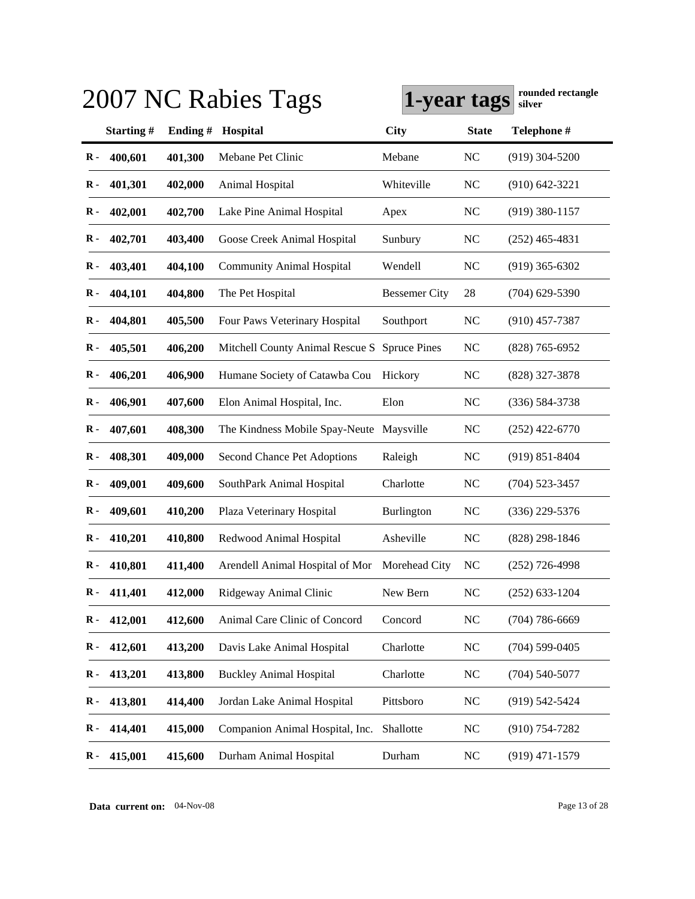# 2007 NC Rabies Tags

**1-year tags** **rounded rectangle silver**

| | Starting # | Ending # | Hospital | City | State | Telephone # |
|---|---|---|---|---|---|---|
| R - | 400,601 | 401,300 | Mebane Pet Clinic | Mebane | NC | (919) 304-5200 |
| R - | 401,301 | 402,000 | Animal Hospital | Whiteville | NC | (910) 642-3221 |
| R - | 402,001 | 402,700 | Lake Pine Animal Hospital | Apex | NC | (919) 380-1157 |
| R - | 402,701 | 403,400 | Goose Creek Animal Hospital | Sunbury | NC | (252) 465-4831 |
| R - | 403,401 | 404,100 | Community Animal Hospital | Wendell | NC | (919) 365-6302 |
| R - | 404,101 | 404,800 | The Pet Hospital | Bessemer City | 28 | (704) 629-5390 |
| R - | 404,801 | 405,500 | Four Paws Veterinary Hospital | Southport | NC | (910) 457-7387 |
| R - | 405,501 | 406,200 | Mitchell County Animal Rescue S | Spruce Pines | NC | (828) 765-6952 |
| R - | 406,201 | 406,900 | Humane Society of Catawba Cou | Hickory | NC | (828) 327-3878 |
| R - | 406,901 | 407,600 | Elon Animal Hospital, Inc. | Elon | NC | (336) 584-3738 |
| R - | 407,601 | 408,300 | The Kindness Mobile Spay-Neute | Maysville | NC | (252) 422-6770 |
| R - | 408,301 | 409,000 | Second Chance Pet Adoptions | Raleigh | NC | (919) 851-8404 |
| R - | 409,001 | 409,600 | SouthPark Animal Hospital | Charlotte | NC | (704) 523-3457 |
| R - | 409,601 | 410,200 | Plaza Veterinary Hospital | Burlington | NC | (336) 229-5376 |
| R - | 410,201 | 410,800 | Redwood Animal Hospital | Asheville | NC | (828) 298-1846 |
| R - | 410,801 | 411,400 | Arendell Animal Hospital of Mor | Morehead City | NC | (252) 726-4998 |
| R - | 411,401 | 412,000 | Ridgeway Animal Clinic | New Bern | NC | (252) 633-1204 |
| R - | 412,001 | 412,600 | Animal Care Clinic of Concord | Concord | NC | (704) 786-6669 |
| R - | 412,601 | 413,200 | Davis Lake Animal Hospital | Charlotte | NC | (704) 599-0405 |
| R - | 413,201 | 413,800 | Buckley Animal Hospital | Charlotte | NC | (704) 540-5077 |
| R - | 413,801 | 414,400 | Jordan Lake Animal Hospital | Pittsboro | NC | (919) 542-5424 |
| R - | 414,401 | 415,000 | Companion Animal Hospital, Inc. | Shallotte | NC | (910) 754-7282 |
| R - | 415,001 | 415,600 | Durham Animal Hospital | Durham | NC | (919) 471-1579 |

**Data current on:** 04-Nov-08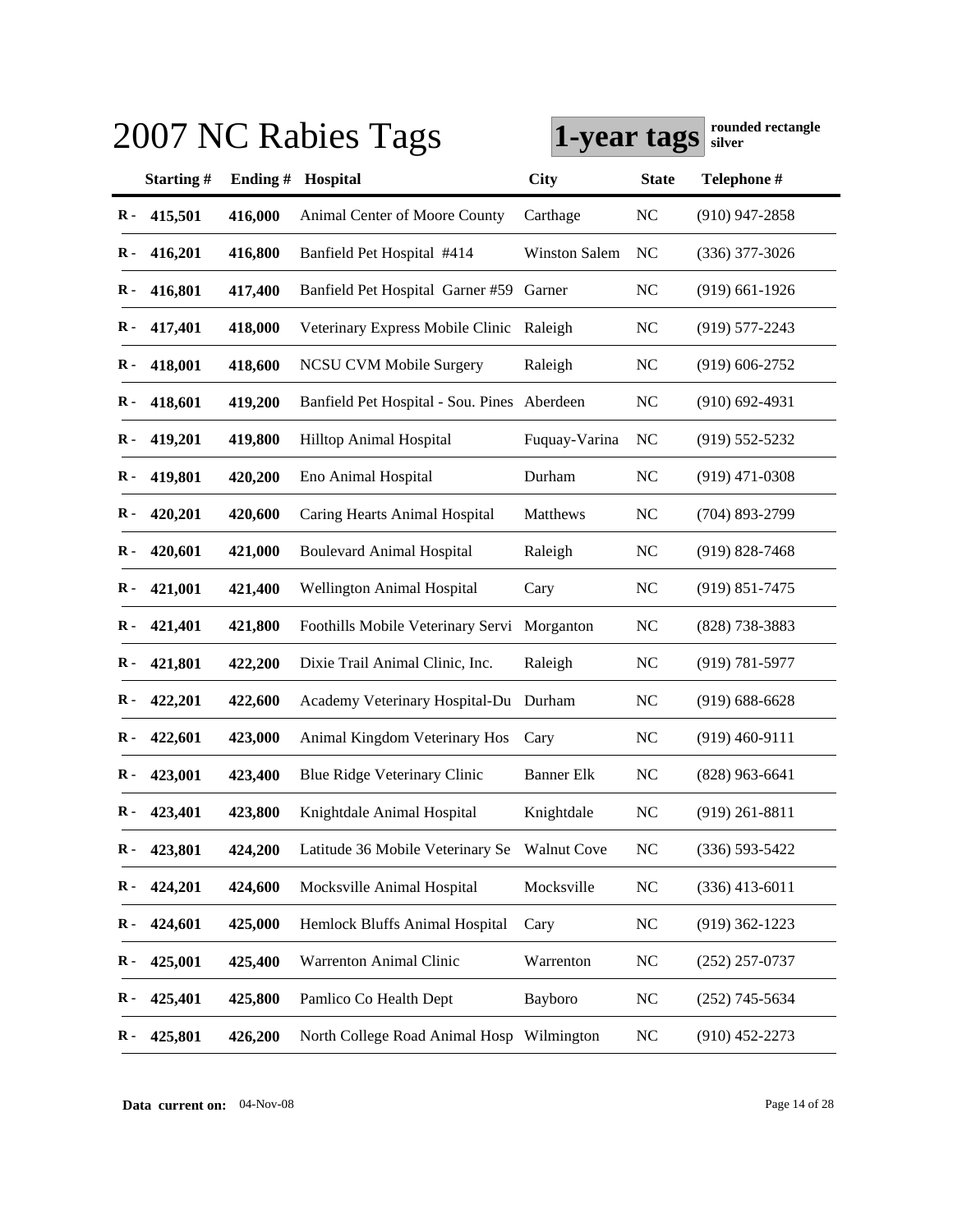# 2007 NC Rabies Tags

**1-year tags** **rounded rectangle silver**

| | Starting # | Ending # | Hospital | City | State | Telephone # |
|---|---|---|---|---|---|---|
| R - | 415,501 | 416,000 | Animal Center of Moore County | Carthage | NC | (910) 947-2858 |
| R - | 416,201 | 416,800 | Banfield Pet Hospital #414 | Winston Salem | NC | (336) 377-3026 |
| R - | 416,801 | 417,400 | Banfield Pet Hospital Garner #59 | Garner | NC | (919) 661-1926 |
| R - | 417,401 | 418,000 | Veterinary Express Mobile Clinic | Raleigh | NC | (919) 577-2243 |
| R - | 418,001 | 418,600 | NCSU CVM Mobile Surgery | Raleigh | NC | (919) 606-2752 |
| R - | 418,601 | 419,200 | Banfield Pet Hospital - Sou. Pines | Aberdeen | NC | (910) 692-4931 |
| R - | 419,201 | 419,800 | Hilltop Animal Hospital | Fuquay-Varina | NC | (919) 552-5232 |
| R - | 419,801 | 420,200 | Eno Animal Hospital | Durham | NC | (919) 471-0308 |
| R - | 420,201 | 420,600 | Caring Hearts Animal Hospital | Matthews | NC | (704) 893-2799 |
| R - | 420,601 | 421,000 | Boulevard Animal Hospital | Raleigh | NC | (919) 828-7468 |
| R - | 421,001 | 421,400 | Wellington Animal Hospital | Cary | NC | (919) 851-7475 |
| R - | 421,401 | 421,800 | Foothills Mobile Veterinary Servi | Morganton | NC | (828) 738-3883 |
| R - | 421,801 | 422,200 | Dixie Trail Animal Clinic, Inc. | Raleigh | NC | (919) 781-5977 |
| R - | 422,201 | 422,600 | Academy Veterinary Hospital-Du | Durham | NC | (919) 688-6628 |
| R - | 422,601 | 423,000 | Animal Kingdom Veterinary Hos | Cary | NC | (919) 460-9111 |
| R - | 423,001 | 423,400 | Blue Ridge Veterinary Clinic | Banner Elk | NC | (828) 963-6641 |
| R - | 423,401 | 423,800 | Knightdale Animal Hospital | Knightdale | NC | (919) 261-8811 |
| R - | 423,801 | 424,200 | Latitude 36 Mobile Veterinary Se | Walnut Cove | NC | (336) 593-5422 |
| R - | 424,201 | 424,600 | Mocksville Animal Hospital | Mocksville | NC | (336) 413-6011 |
| R - | 424,601 | 425,000 | Hemlock Bluffs Animal Hospital | Cary | NC | (919) 362-1223 |
| R - | 425,001 | 425,400 | Warrenton Animal Clinic | Warrenton | NC | (252) 257-0737 |
| R - | 425,401 | 425,800 | Pamlico Co Health Dept | Bayboro | NC | (252) 745-5634 |
| R - | 425,801 | 426,200 | North College Road Animal Hosp | Wilmington | NC | (910) 452-2273 |

**Data current on:** 04-Nov-08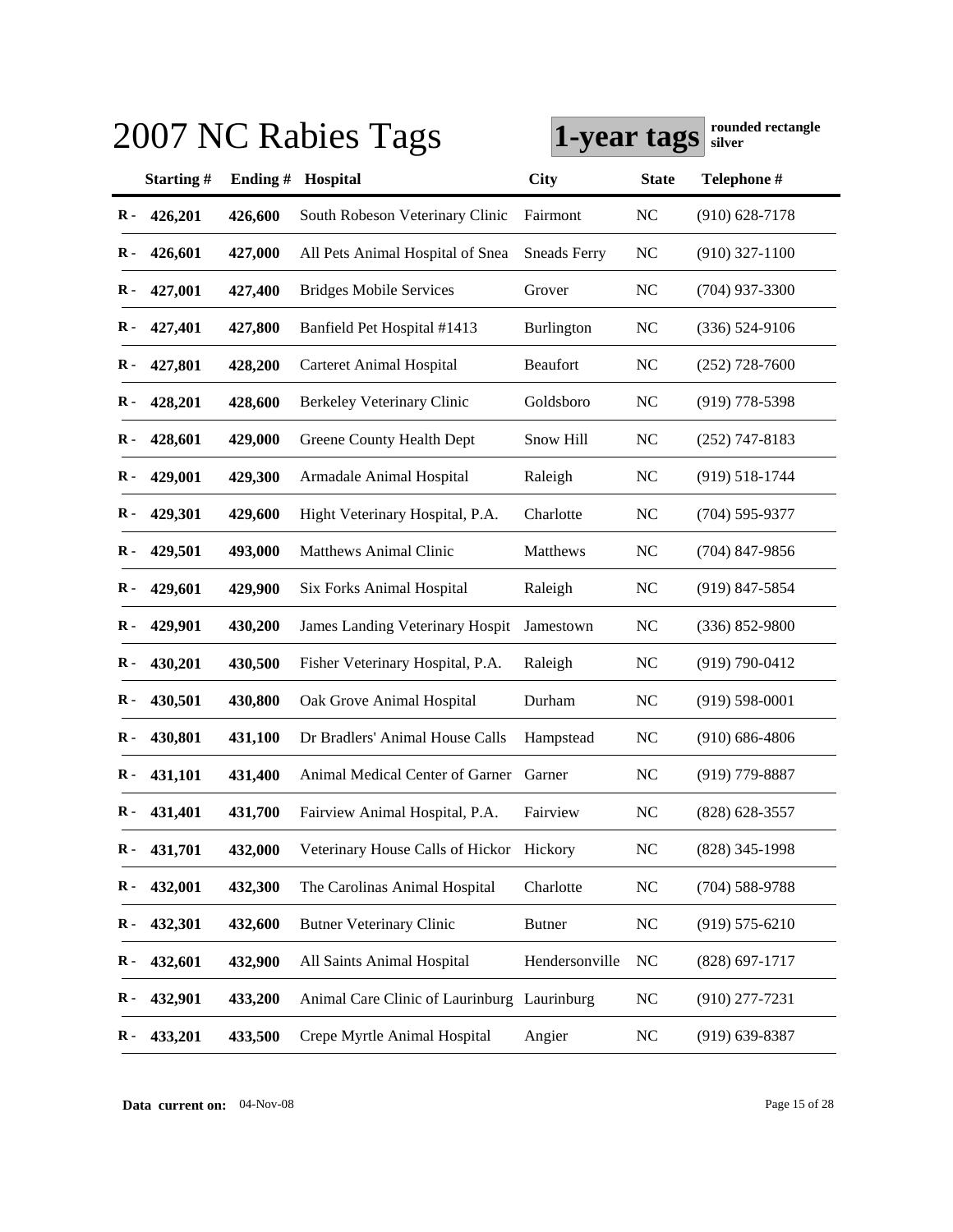# 2007 NC Rabies Tags

**1-year tags** **rounded rectangle silver**

| | Starting # | Ending # | Hospital | City | State | Telephone # |
|---|---|---|---|---|---|---|
| R - | 426,201 | 426,600 | South Robeson Veterinary Clinic | Fairmont | NC | (910) 628-7178 |
| R - | 426,601 | 427,000 | All Pets Animal Hospital of Snea | Sneads Ferry | NC | (910) 327-1100 |
| R - | 427,001 | 427,400 | Bridges Mobile Services | Grover | NC | (704) 937-3300 |
| R - | 427,401 | 427,800 | Banfield Pet Hospital #1413 | Burlington | NC | (336) 524-9106 |
| R - | 427,801 | 428,200 | Carteret Animal Hospital | Beaufort | NC | (252) 728-7600 |
| R - | 428,201 | 428,600 | Berkeley Veterinary Clinic | Goldsboro | NC | (919) 778-5398 |
| R - | 428,601 | 429,000 | Greene County Health Dept | Snow Hill | NC | (252) 747-8183 |
| R - | 429,001 | 429,300 | Armadale Animal Hospital | Raleigh | NC | (919) 518-1744 |
| R - | 429,301 | 429,600 | Hight Veterinary Hospital, P.A. | Charlotte | NC | (704) 595-9377 |
| R - | 429,501 | 493,000 | Matthews Animal Clinic | Matthews | NC | (704) 847-9856 |
| R - | 429,601 | 429,900 | Six Forks Animal Hospital | Raleigh | NC | (919) 847-5854 |
| R - | 429,901 | 430,200 | James Landing Veterinary Hospit | Jamestown | NC | (336) 852-9800 |
| R - | 430,201 | 430,500 | Fisher Veterinary Hospital, P.A. | Raleigh | NC | (919) 790-0412 |
| R - | 430,501 | 430,800 | Oak Grove Animal Hospital | Durham | NC | (919) 598-0001 |
| R - | 430,801 | 431,100 | Dr Bradlers' Animal House Calls | Hampstead | NC | (910) 686-4806 |
| R - | 431,101 | 431,400 | Animal Medical Center of Garner | Garner | NC | (919) 779-8887 |
| R - | 431,401 | 431,700 | Fairview Animal Hospital, P.A. | Fairview | NC | (828) 628-3557 |
| R - | 431,701 | 432,000 | Veterinary House Calls of Hickor | Hickory | NC | (828) 345-1998 |
| R - | 432,001 | 432,300 | The Carolinas Animal Hospital | Charlotte | NC | (704) 588-9788 |
| R - | 432,301 | 432,600 | Butner Veterinary Clinic | Butner | NC | (919) 575-6210 |
| R - | 432,601 | 432,900 | All Saints Animal Hospital | Hendersonville | NC | (828) 697-1717 |
| R - | 432,901 | 433,200 | Animal Care Clinic of Laurinburg | Laurinburg | NC | (910) 277-7231 |
| R - | 433,201 | 433,500 | Crepe Myrtle Animal Hospital | Angier | NC | (919) 639-8387 |

**Data current on:** 04-Nov-08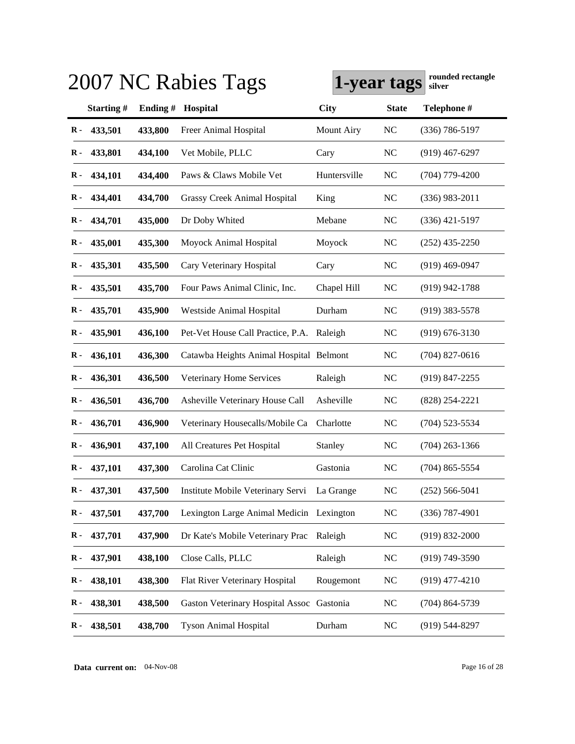# 2007 NC Rabies Tags

**1-year tags** **rounded rectangle silver**

| | Starting # | Ending # | Hospital | City | State | Telephone # |
|---|---|---|---|---|---|---|
| R - | 433,501 | 433,800 | Freer Animal Hospital | Mount Airy | NC | (336) 786-5197 |
| R - | 433,801 | 434,100 | Vet Mobile, PLLC | Cary | NC | (919) 467-6297 |
| R - | 434,101 | 434,400 | Paws & Claws Mobile Vet | Huntersville | NC | (704) 779-4200 |
| R - | 434,401 | 434,700 | Grassy Creek Animal Hospital | King | NC | (336) 983-2011 |
| R - | 434,701 | 435,000 | Dr Doby Whited | Mebane | NC | (336) 421-5197 |
| R - | 435,001 | 435,300 | Moyock Animal Hospital | Moyock | NC | (252) 435-2250 |
| R - | 435,301 | 435,500 | Cary Veterinary Hospital | Cary | NC | (919) 469-0947 |
| R - | 435,501 | 435,700 | Four Paws Animal Clinic, Inc. | Chapel Hill | NC | (919) 942-1788 |
| R - | 435,701 | 435,900 | Westside Animal Hospital | Durham | NC | (919) 383-5578 |
| R - | 435,901 | 436,100 | Pet-Vet House Call Practice, P.A. | Raleigh | NC | (919) 676-3130 |
| R - | 436,101 | 436,300 | Catawba Heights Animal Hospital | Belmont | NC | (704) 827-0616 |
| R - | 436,301 | 436,500 | Veterinary Home Services | Raleigh | NC | (919) 847-2255 |
| R - | 436,501 | 436,700 | Asheville Veterinary House Call | Asheville | NC | (828) 254-2221 |
| R - | 436,701 | 436,900 | Veterinary Housecalls/Mobile Ca | Charlotte | NC | (704) 523-5534 |
| R - | 436,901 | 437,100 | All Creatures Pet Hospital | Stanley | NC | (704) 263-1366 |
| R - | 437,101 | 437,300 | Carolina Cat Clinic | Gastonia | NC | (704) 865-5554 |
| R - | 437,301 | 437,500 | Institute Mobile Veterinary Servi | La Grange | NC | (252) 566-5041 |
| R - | 437,501 | 437,700 | Lexington Large Animal Medicin | Lexington | NC | (336) 787-4901 |
| R - | 437,701 | 437,900 | Dr Kate's Mobile Veterinary Prac | Raleigh | NC | (919) 832-2000 |
| R - | 437,901 | 438,100 | Close Calls, PLLC | Raleigh | NC | (919) 749-3590 |
| R - | 438,101 | 438,300 | Flat River Veterinary Hospital | Rougemont | NC | (919) 477-4210 |
| R - | 438,301 | 438,500 | Gaston Veterinary Hospital Assoc | Gastonia | NC | (704) 864-5739 |
| R - | 438,501 | 438,700 | Tyson Animal Hospital | Durham | NC | (919) 544-8297 |

**Data current on:** 04-Nov-08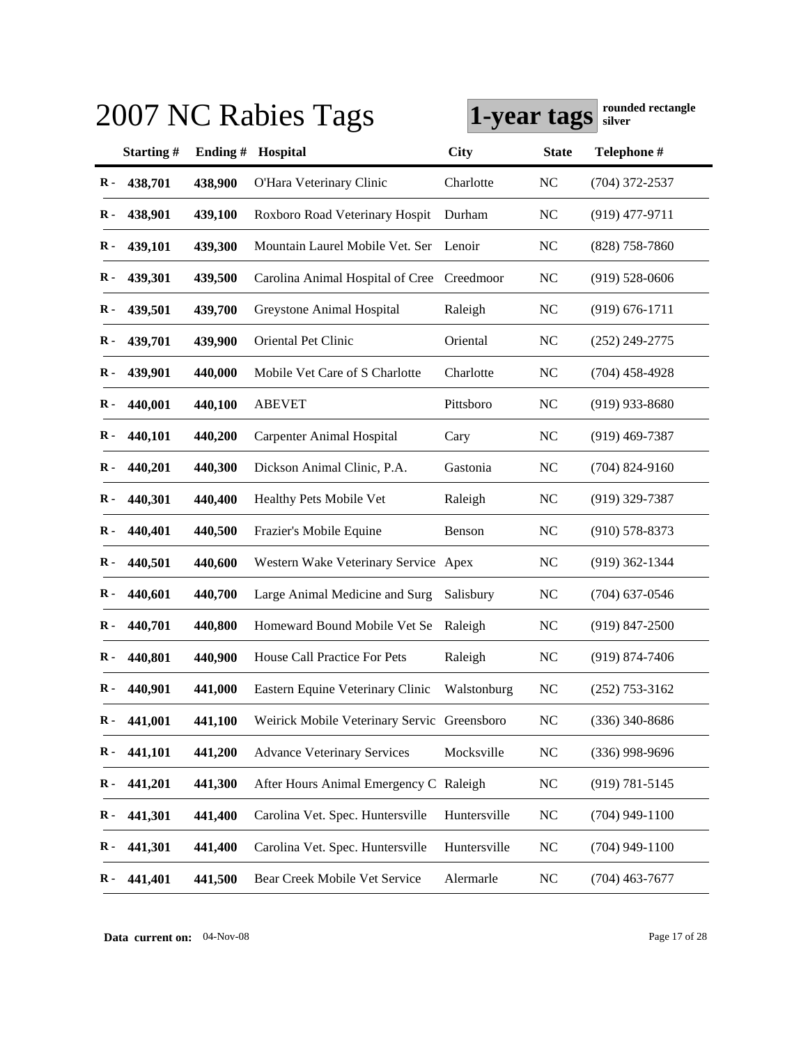# 2007 NC Rabies Tags

**1-year tags** **rounded rectangle silver**

| | Starting # | Ending # | Hospital | City | State | Telephone # |
|---|---|---|---|---|---|---|
| R - | 438,701 | 438,900 | O'Hara Veterinary Clinic | Charlotte | NC | (704) 372-2537 |
| R - | 438,901 | 439,100 | Roxboro Road Veterinary Hospit | Durham | NC | (919) 477-9711 |
| R - | 439,101 | 439,300 | Mountain Laurel Mobile Vet. Ser | Lenoir | NC | (828) 758-7860 |
| R - | 439,301 | 439,500 | Carolina Animal Hospital of Cree | Creedmoor | NC | (919) 528-0606 |
| R - | 439,501 | 439,700 | Greystone Animal Hospital | Raleigh | NC | (919) 676-1711 |
| R - | 439,701 | 439,900 | Oriental Pet Clinic | Oriental | NC | (252) 249-2775 |
| R - | 439,901 | 440,000 | Mobile Vet Care of S Charlotte | Charlotte | NC | (704) 458-4928 |
| R - | 440,001 | 440,100 | ABEVET | Pittsboro | NC | (919) 933-8680 |
| R - | 440,101 | 440,200 | Carpenter Animal Hospital | Cary | NC | (919) 469-7387 |
| R - | 440,201 | 440,300 | Dickson Animal Clinic, P.A. | Gastonia | NC | (704) 824-9160 |
| R - | 440,301 | 440,400 | Healthy Pets Mobile Vet | Raleigh | NC | (919) 329-7387 |
| R - | 440,401 | 440,500 | Frazier's Mobile Equine | Benson | NC | (910) 578-8373 |
| R - | 440,501 | 440,600 | Western Wake Veterinary Service | Apex | NC | (919) 362-1344 |
| R - | 440,601 | 440,700 | Large Animal Medicine and Surg | Salisbury | NC | (704) 637-0546 |
| R - | 440,701 | 440,800 | Homeward Bound Mobile Vet Se | Raleigh | NC | (919) 847-2500 |
| R - | 440,801 | 440,900 | House Call Practice For Pets | Raleigh | NC | (919) 874-7406 |
| R - | 440,901 | 441,000 | Eastern Equine Veterinary Clinic | Walstonburg | NC | (252) 753-3162 |
| R - | 441,001 | 441,100 | Weirick Mobile Veterinary Servic | Greensboro | NC | (336) 340-8686 |
| R - | 441,101 | 441,200 | Advance Veterinary Services | Mocksville | NC | (336) 998-9696 |
| R - | 441,201 | 441,300 | After Hours Animal Emergency C | Raleigh | NC | (919) 781-5145 |
| R - | 441,301 | 441,400 | Carolina Vet. Spec. Huntersville | Huntersville | NC | (704) 949-1100 |
| R - | 441,301 | 441,400 | Carolina Vet. Spec. Huntersville | Huntersville | NC | (704) 949-1100 |
| R - | 441,401 | 441,500 | Bear Creek Mobile Vet Service | Alermarle | NC | (704) 463-7677 |

**Data current on:** 04-Nov-08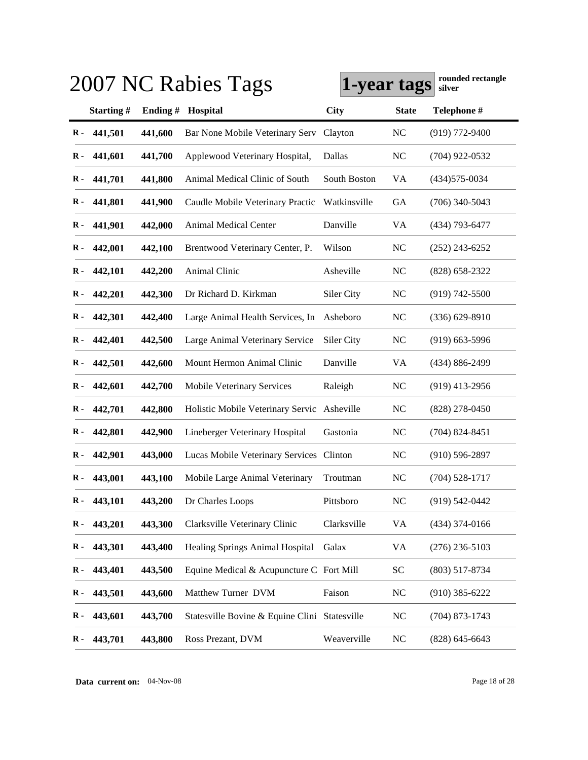# 2007 NC Rabies Tags

**1-year tags** **rounded rectangle silver**

| | Starting # | Ending # | Hospital | City | State | Telephone # |
|---|---|---|---|---|---|---|
| R - | 441,501 | 441,600 | Bar None Mobile Veterinary Serv | Clayton | NC | (919) 772-9400 |
| R - | 441,601 | 441,700 | Applewood Veterinary Hospital, | Dallas | NC | (704) 922-0532 |
| R - | 441,701 | 441,800 | Animal Medical Clinic of South | South Boston | VA | (434)575-0034 |
| R - | 441,801 | 441,900 | Caudle Mobile Veterinary Practic | Watkinsville | GA | (706) 340-5043 |
| R - | 441,901 | 442,000 | Animal Medical Center | Danville | VA | (434) 793-6477 |
| R - | 442,001 | 442,100 | Brentwood Veterinary Center, P. | Wilson | NC | (252) 243-6252 |
| R - | 442,101 | 442,200 | Animal Clinic | Asheville | NC | (828) 658-2322 |
| R - | 442,201 | 442,300 | Dr Richard D. Kirkman | Siler City | NC | (919) 742-5500 |
| R - | 442,301 | 442,400 | Large Animal Health Services, In | Asheboro | NC | (336) 629-8910 |
| R - | 442,401 | 442,500 | Large Animal Veterinary Service | Siler City | NC | (919) 663-5996 |
| R - | 442,501 | 442,600 | Mount Hermon Animal Clinic | Danville | VA | (434) 886-2499 |
| R - | 442,601 | 442,700 | Mobile Veterinary Services | Raleigh | NC | (919) 413-2956 |
| R - | 442,701 | 442,800 | Holistic Mobile Veterinary Servic | Asheville | NC | (828) 278-0450 |
| R - | 442,801 | 442,900 | Lineberger Veterinary Hospital | Gastonia | NC | (704) 824-8451 |
| R - | 442,901 | 443,000 | Lucas Mobile Veterinary Services | Clinton | NC | (910) 596-2897 |
| R - | 443,001 | 443,100 | Mobile Large Animal Veterinary | Troutman | NC | (704) 528-1717 |
| R - | 443,101 | 443,200 | Dr Charles Loops | Pittsboro | NC | (919) 542-0442 |
| R - | 443,201 | 443,300 | Clarksville Veterinary Clinic | Clarksville | VA | (434) 374-0166 |
| R - | 443,301 | 443,400 | Healing Springs Animal Hospital | Galax | VA | (276) 236-5103 |
| R - | 443,401 | 443,500 | Equine Medical & Acupuncture C | Fort Mill | SC | (803) 517-8734 |
| R - | 443,501 | 443,600 | Matthew Turner DVM | Faison | NC | (910) 385-6222 |
| R - | 443,601 | 443,700 | Statesville Bovine & Equine Clini | Statesville | NC | (704) 873-1743 |
| R - | 443,701 | 443,800 | Ross Prezant, DVM | Weaverville | NC | (828) 645-6643 |

**Data current on:** 04-Nov-08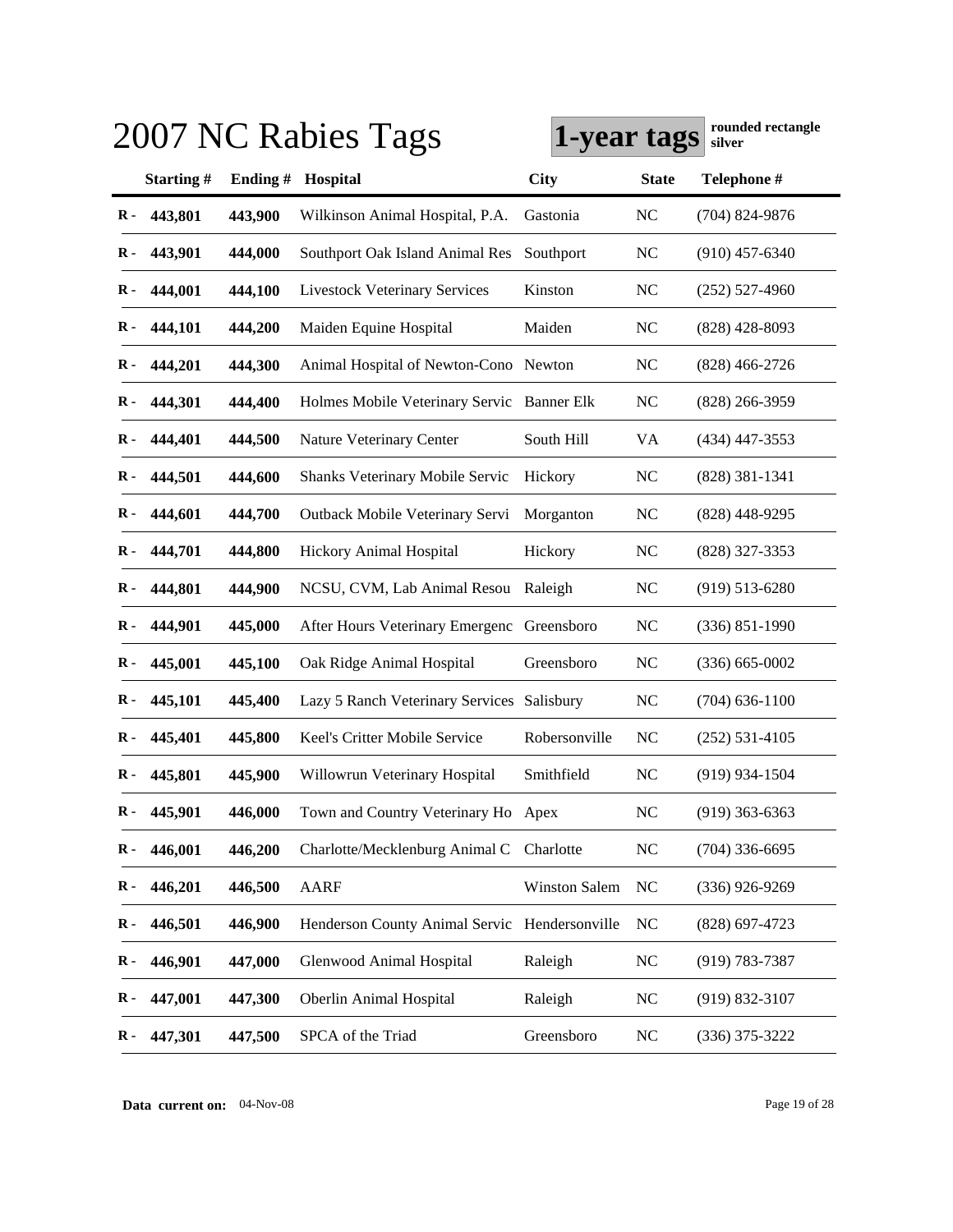# 2007 NC Rabies Tags

**1-year tags** **rounded rectangle silver**

| | Starting # | Ending # | Hospital | City | State | Telephone # |
|---|---|---|---|---|---|---|
| R - | 443,801 | 443,900 | Wilkinson Animal Hospital, P.A. | Gastonia | NC | (704) 824-9876 |
| R - | 443,901 | 444,000 | Southport Oak Island Animal Res | Southport | NC | (910) 457-6340 |
| R - | 444,001 | 444,100 | Livestock Veterinary Services | Kinston | NC | (252) 527-4960 |
| R - | 444,101 | 444,200 | Maiden Equine Hospital | Maiden | NC | (828) 428-8093 |
| R - | 444,201 | 444,300 | Animal Hospital of Newton-Cono | Newton | NC | (828) 466-2726 |
| R - | 444,301 | 444,400 | Holmes Mobile Veterinary Servic | Banner Elk | NC | (828) 266-3959 |
| R - | 444,401 | 444,500 | Nature Veterinary Center | South Hill | VA | (434) 447-3553 |
| R - | 444,501 | 444,600 | Shanks Veterinary Mobile Servic | Hickory | NC | (828) 381-1341 |
| R - | 444,601 | 444,700 | Outback Mobile Veterinary Servi | Morganton | NC | (828) 448-9295 |
| R - | 444,701 | 444,800 | Hickory Animal Hospital | Hickory | NC | (828) 327-3353 |
| R - | 444,801 | 444,900 | NCSU, CVM, Lab Animal Resou | Raleigh | NC | (919) 513-6280 |
| R - | 444,901 | 445,000 | After Hours Veterinary Emergenc | Greensboro | NC | (336) 851-1990 |
| R - | 445,001 | 445,100 | Oak Ridge Animal Hospital | Greensboro | NC | (336) 665-0002 |
| R - | 445,101 | 445,400 | Lazy 5 Ranch Veterinary Services | Salisbury | NC | (704) 636-1100 |
| R - | 445,401 | 445,800 | Keel's Critter Mobile Service | Robersonville | NC | (252) 531-4105 |
| R - | 445,801 | 445,900 | Willowrun Veterinary Hospital | Smithfield | NC | (919) 934-1504 |
| R - | 445,901 | 446,000 | Town and Country Veterinary Ho | Apex | NC | (919) 363-6363 |
| R - | 446,001 | 446,200 | Charlotte/Mecklenburg Animal C | Charlotte | NC | (704) 336-6695 |
| R - | 446,201 | 446,500 | AARF | Winston Salem | NC | (336) 926-9269 |
| R - | 446,501 | 446,900 | Henderson County Animal Servic | Hendersonville | NC | (828) 697-4723 |
| R - | 446,901 | 447,000 | Glenwood Animal Hospital | Raleigh | NC | (919) 783-7387 |
| R - | 447,001 | 447,300 | Oberlin Animal Hospital | Raleigh | NC | (919) 832-3107 |
| R - | 447,301 | 447,500 | SPCA of the Triad | Greensboro | NC | (336) 375-3222 |

**Data current on:** 04-Nov-08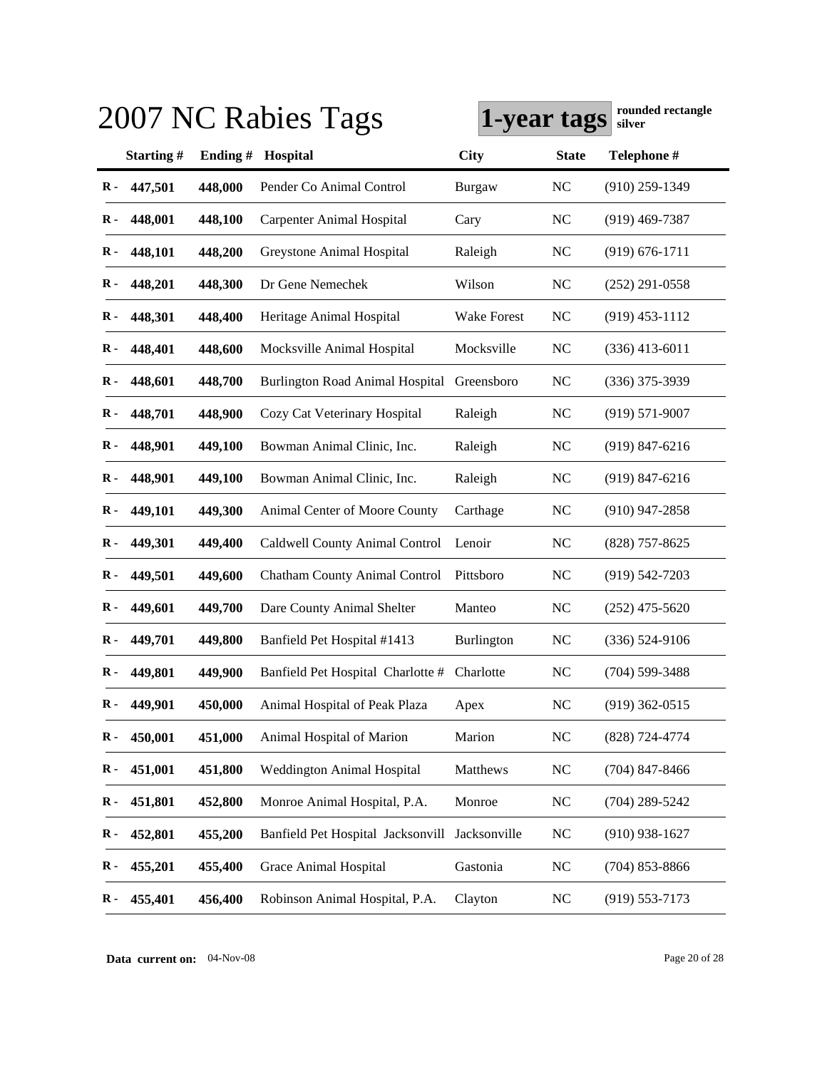# 2007 NC Rabies Tags

**1-year tags** **rounded rectangle silver**

| | Starting # | Ending # | Hospital | City | State | Telephone # |
|---|---|---|---|---|---|---|
| R - | 447,501 | 448,000 | Pender Co Animal Control | Burgaw | NC | (910) 259-1349 |
| R - | 448,001 | 448,100 | Carpenter Animal Hospital | Cary | NC | (919) 469-7387 |
| R - | 448,101 | 448,200 | Greystone Animal Hospital | Raleigh | NC | (919) 676-1711 |
| R - | 448,201 | 448,300 | Dr Gene Nemechek | Wilson | NC | (252) 291-0558 |
| R - | 448,301 | 448,400 | Heritage Animal Hospital | Wake Forest | NC | (919) 453-1112 |
| R - | 448,401 | 448,600 | Mocksville Animal Hospital | Mocksville | NC | (336) 413-6011 |
| R - | 448,601 | 448,700 | Burlington Road Animal Hospital | Greensboro | NC | (336) 375-3939 |
| R - | 448,701 | 448,900 | Cozy Cat Veterinary Hospital | Raleigh | NC | (919) 571-9007 |
| R - | 448,901 | 449,100 | Bowman Animal Clinic, Inc. | Raleigh | NC | (919) 847-6216 |
| R - | 448,901 | 449,100 | Bowman Animal Clinic, Inc. | Raleigh | NC | (919) 847-6216 |
| R - | 449,101 | 449,300 | Animal Center of Moore County | Carthage | NC | (910) 947-2858 |
| R - | 449,301 | 449,400 | Caldwell County Animal Control | Lenoir | NC | (828) 757-8625 |
| R - | 449,501 | 449,600 | Chatham County Animal Control | Pittsboro | NC | (919) 542-7203 |
| R - | 449,601 | 449,700 | Dare County Animal Shelter | Manteo | NC | (252) 475-5620 |
| R - | 449,701 | 449,800 | Banfield Pet Hospital #1413 | Burlington | NC | (336) 524-9106 |
| R - | 449,801 | 449,900 | Banfield Pet Hospital Charlotte # | Charlotte | NC | (704) 599-3488 |
| R - | 449,901 | 450,000 | Animal Hospital of Peak Plaza | Apex | NC | (919) 362-0515 |
| R - | 450,001 | 451,000 | Animal Hospital of Marion | Marion | NC | (828) 724-4774 |
| R - | 451,001 | 451,800 | Weddington Animal Hospital | Matthews | NC | (704) 847-8466 |
| R - | 451,801 | 452,800 | Monroe Animal Hospital, P.A. | Monroe | NC | (704) 289-5242 |
| R - | 452,801 | 455,200 | Banfield Pet Hospital Jacksonvill | Jacksonville | NC | (910) 938-1627 |
| R - | 455,201 | 455,400 | Grace Animal Hospital | Gastonia | NC | (704) 853-8866 |
| R - | 455,401 | 456,400 | Robinson Animal Hospital, P.A. | Clayton | NC | (919) 553-7173 |

**Data current on:** 04-Nov-08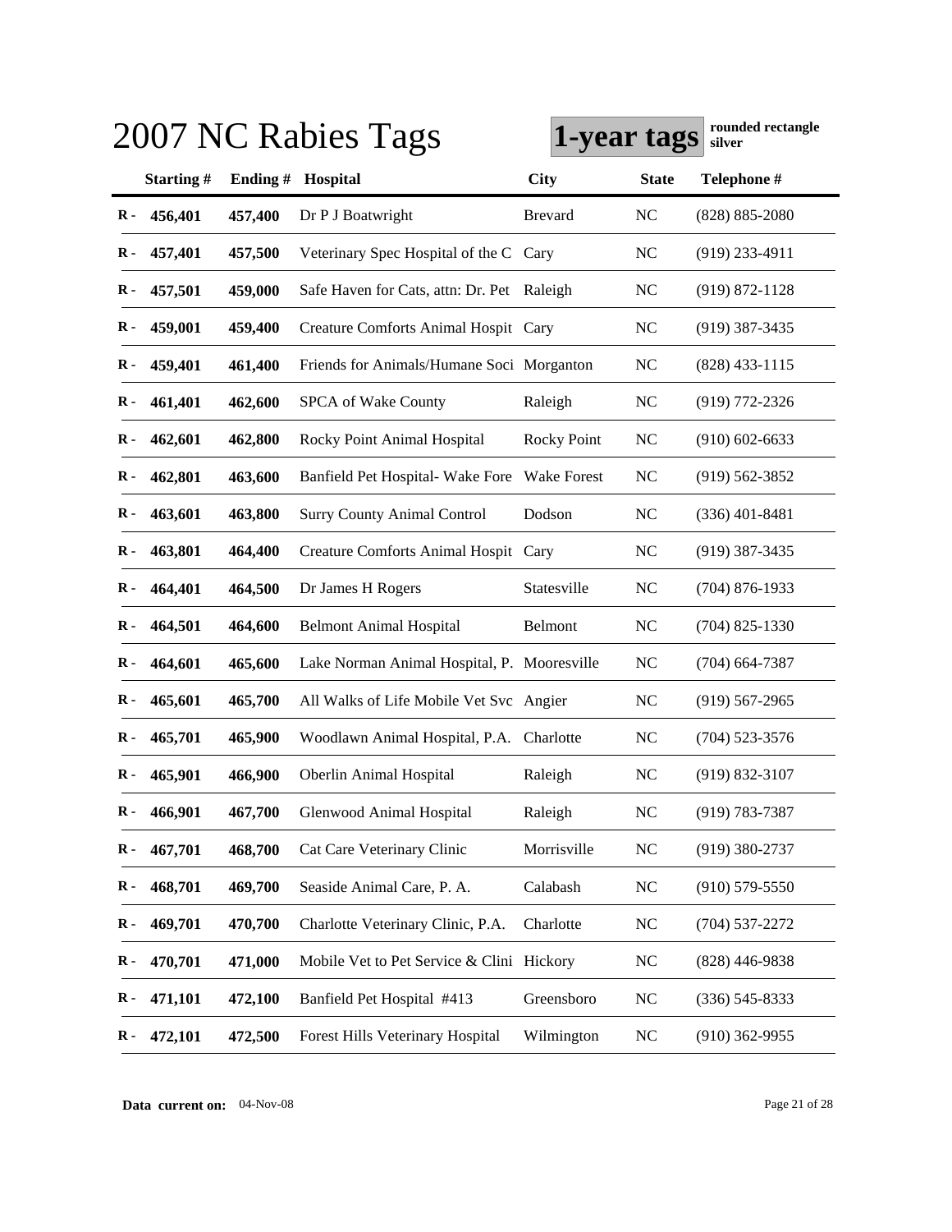# 2007 NC Rabies Tags

**1-year tags** **rounded rectangle silver**

| | Starting # | Ending # | Hospital | City | State | Telephone # |
|---|---|---|---|---|---|---|
| R - | 456,401 | 457,400 | Dr P J Boatwright | Brevard | NC | (828) 885-2080 |
| R - | 457,401 | 457,500 | Veterinary Spec Hospital of the C | Cary | NC | (919) 233-4911 |
| R - | 457,501 | 459,000 | Safe Haven for Cats, attn: Dr. Pet | Raleigh | NC | (919) 872-1128 |
| R - | 459,001 | 459,400 | Creature Comforts Animal Hospit | Cary | NC | (919) 387-3435 |
| R - | 459,401 | 461,400 | Friends for Animals/Humane Soci | Morganton | NC | (828) 433-1115 |
| R - | 461,401 | 462,600 | SPCA of Wake County | Raleigh | NC | (919) 772-2326 |
| R - | 462,601 | 462,800 | Rocky Point Animal Hospital | Rocky Point | NC | (910) 602-6633 |
| R - | 462,801 | 463,600 | Banfield Pet Hospital- Wake Fore | Wake Forest | NC | (919) 562-3852 |
| R - | 463,601 | 463,800 | Surry County Animal Control | Dodson | NC | (336) 401-8481 |
| R - | 463,801 | 464,400 | Creature Comforts Animal Hospit | Cary | NC | (919) 387-3435 |
| R - | 464,401 | 464,500 | Dr James H Rogers | Statesville | NC | (704) 876-1933 |
| R - | 464,501 | 464,600 | Belmont Animal Hospital | Belmont | NC | (704) 825-1330 |
| R - | 464,601 | 465,600 | Lake Norman Animal Hospital, P. | Mooresville | NC | (704) 664-7387 |
| R - | 465,601 | 465,700 | All Walks of Life Mobile Vet Svc | Angier | NC | (919) 567-2965 |
| R - | 465,701 | 465,900 | Woodlawn Animal Hospital, P.A. | Charlotte | NC | (704) 523-3576 |
| R - | 465,901 | 466,900 | Oberlin Animal Hospital | Raleigh | NC | (919) 832-3107 |
| R - | 466,901 | 467,700 | Glenwood Animal Hospital | Raleigh | NC | (919) 783-7387 |
| R - | 467,701 | 468,700 | Cat Care Veterinary Clinic | Morrisville | NC | (919) 380-2737 |
| R - | 468,701 | 469,700 | Seaside Animal Care, P. A. | Calabash | NC | (910) 579-5550 |
| R - | 469,701 | 470,700 | Charlotte Veterinary Clinic, P.A. | Charlotte | NC | (704) 537-2272 |
| R - | 470,701 | 471,000 | Mobile Vet to Pet Service & Clini | Hickory | NC | (828) 446-9838 |
| R - | 471,101 | 472,100 | Banfield Pet Hospital #413 | Greensboro | NC | (336) 545-8333 |
| R - | 472,101 | 472,500 | Forest Hills Veterinary Hospital | Wilmington | NC | (910) 362-9955 |

**Data current on:** 04-Nov-08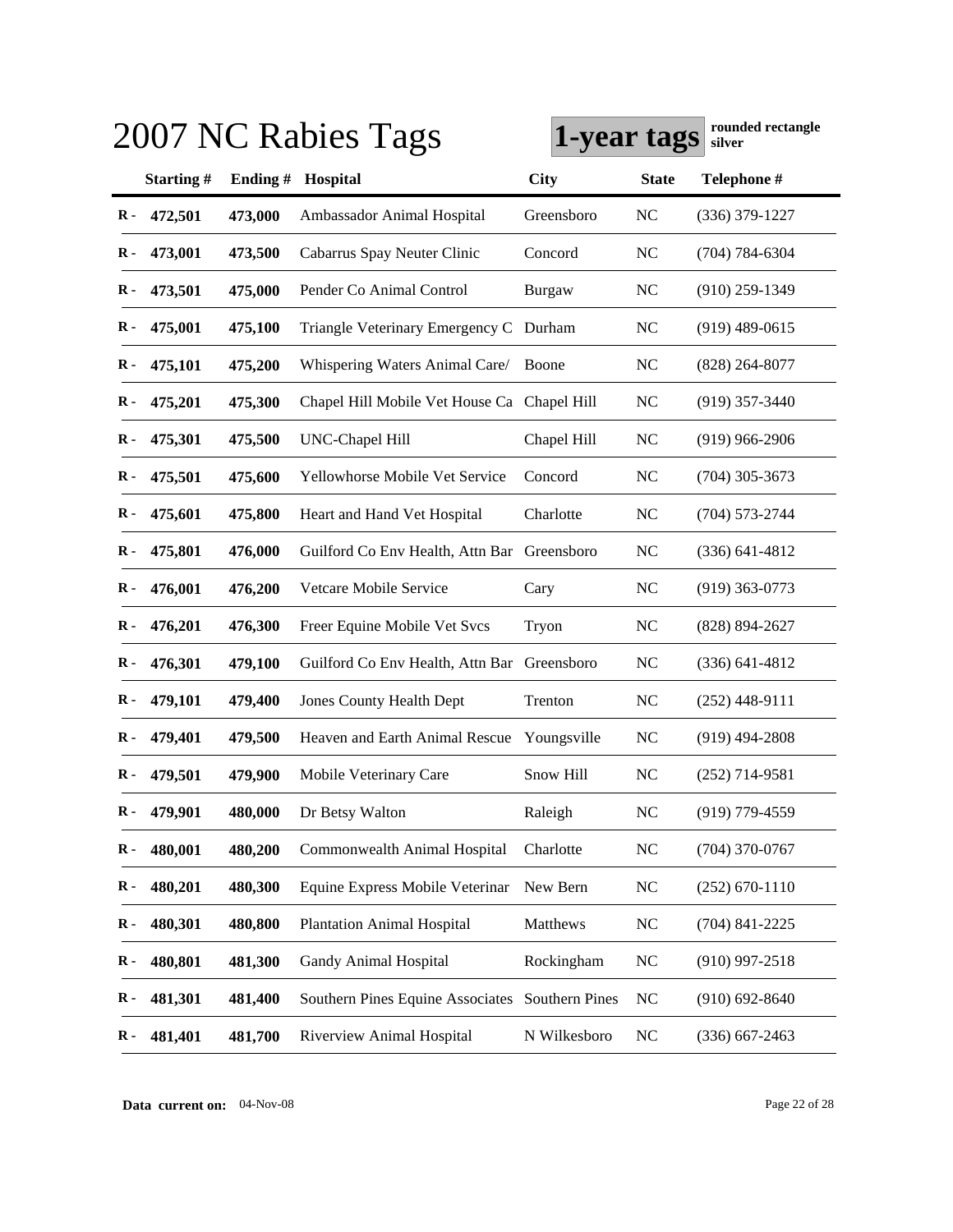# 2007 NC Rabies Tags

**1-year tags** **rounded rectangle silver**

| | Starting # | Ending # | Hospital | City | State | Telephone # |
|---|---|---|---|---|---|---|
| R - | 472,501 | 473,000 | Ambassador Animal Hospital | Greensboro | NC | (336) 379-1227 |
| R - | 473,001 | 473,500 | Cabarrus Spay Neuter Clinic | Concord | NC | (704) 784-6304 |
| R - | 473,501 | 475,000 | Pender Co Animal Control | Burgaw | NC | (910) 259-1349 |
| R - | 475,001 | 475,100 | Triangle Veterinary Emergency C | Durham | NC | (919) 489-0615 |
| R - | 475,101 | 475,200 | Whispering Waters Animal Care/ | Boone | NC | (828) 264-8077 |
| R - | 475,201 | 475,300 | Chapel Hill Mobile Vet House Ca | Chapel Hill | NC | (919) 357-3440 |
| R - | 475,301 | 475,500 | UNC-Chapel Hill | Chapel Hill | NC | (919) 966-2906 |
| R - | 475,501 | 475,600 | Yellowhorse Mobile Vet Service | Concord | NC | (704) 305-3673 |
| R - | 475,601 | 475,800 | Heart and Hand Vet Hospital | Charlotte | NC | (704) 573-2744 |
| R - | 475,801 | 476,000 | Guilford Co Env Health, Attn Bar | Greensboro | NC | (336) 641-4812 |
| R - | 476,001 | 476,200 | Vetcare Mobile Service | Cary | NC | (919) 363-0773 |
| R - | 476,201 | 476,300 | Freer Equine Mobile Vet Svcs | Tryon | NC | (828) 894-2627 |
| R - | 476,301 | 479,100 | Guilford Co Env Health, Attn Bar | Greensboro | NC | (336) 641-4812 |
| R - | 479,101 | 479,400 | Jones County Health Dept | Trenton | NC | (252) 448-9111 |
| R - | 479,401 | 479,500 | Heaven and Earth Animal Rescue | Youngsville | NC | (919) 494-2808 |
| R - | 479,501 | 479,900 | Mobile Veterinary Care | Snow Hill | NC | (252) 714-9581 |
| R - | 479,901 | 480,000 | Dr Betsy Walton | Raleigh | NC | (919) 779-4559 |
| R - | 480,001 | 480,200 | Commonwealth Animal Hospital | Charlotte | NC | (704) 370-0767 |
| R - | 480,201 | 480,300 | Equine Express Mobile Veterinar | New Bern | NC | (252) 670-1110 |
| R - | 480,301 | 480,800 | Plantation Animal Hospital | Matthews | NC | (704) 841-2225 |
| R - | 480,801 | 481,300 | Gandy Animal Hospital | Rockingham | NC | (910) 997-2518 |
| R - | 481,301 | 481,400 | Southern Pines Equine Associates | Southern Pines | NC | (910) 692-8640 |
| R - | 481,401 | 481,700 | Riverview Animal Hospital | N Wilkesboro | NC | (336) 667-2463 |

**Data current on:** 04-Nov-08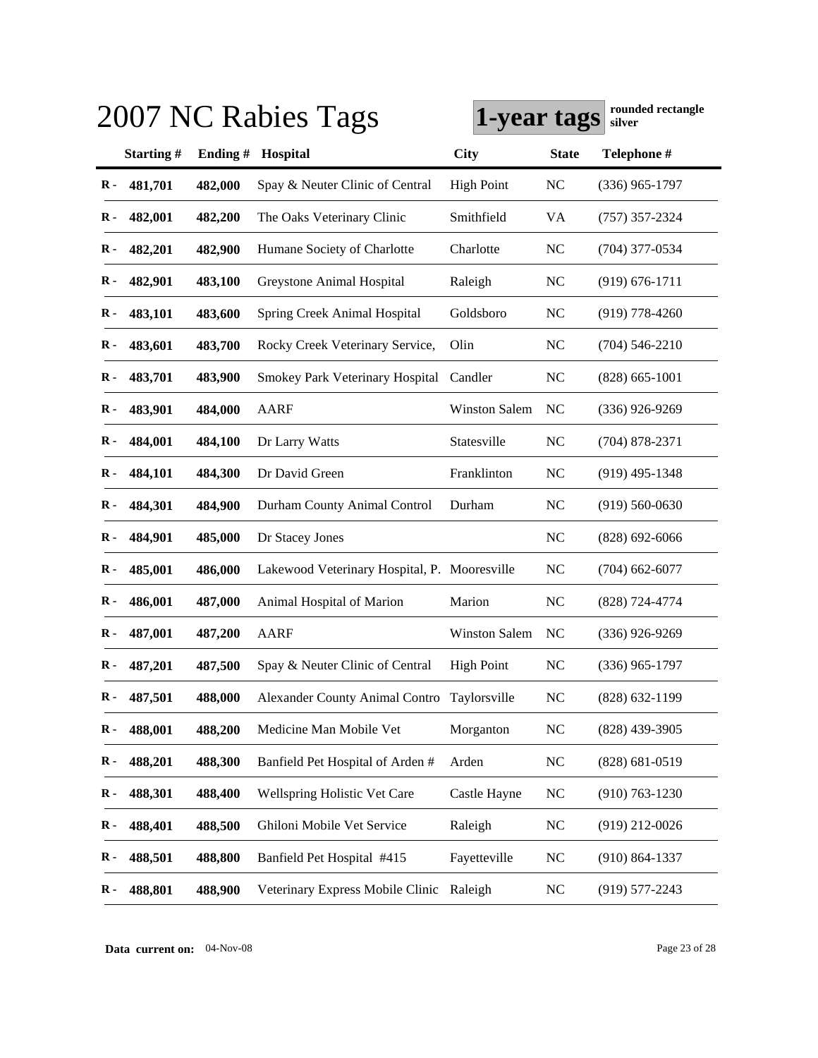# 2007 NC Rabies Tags

**1-year tags** **rounded rectangle silver**

| | Starting # | Ending # | Hospital | City | State | Telephone # |
|---|---|---|---|---|---|---|
| R - | 481,701 | 482,000 | Spay & Neuter Clinic of Central | High Point | NC | (336) 965-1797 |
| R - | 482,001 | 482,200 | The Oaks Veterinary Clinic | Smithfield | VA | (757) 357-2324 |
| R - | 482,201 | 482,900 | Humane Society of Charlotte | Charlotte | NC | (704) 377-0534 |
| R - | 482,901 | 483,100 | Greystone Animal Hospital | Raleigh | NC | (919) 676-1711 |
| R - | 483,101 | 483,600 | Spring Creek Animal Hospital | Goldsboro | NC | (919) 778-4260 |
| R - | 483,601 | 483,700 | Rocky Creek Veterinary Service, | Olin | NC | (704) 546-2210 |
| R - | 483,701 | 483,900 | Smokey Park Veterinary Hospital | Candler | NC | (828) 665-1001 |
| R - | 483,901 | 484,000 | AARF | Winston Salem | NC | (336) 926-9269 |
| R - | 484,001 | 484,100 | Dr Larry Watts | Statesville | NC | (704) 878-2371 |
| R - | 484,101 | 484,300 | Dr David Green | Franklinton | NC | (919) 495-1348 |
| R - | 484,301 | 484,900 | Durham County Animal Control | Durham | NC | (919) 560-0630 |
| R - | 484,901 | 485,000 | Dr Stacey Jones | | NC | (828) 692-6066 |
| R - | 485,001 | 486,000 | Lakewood Veterinary Hospital, P. | Mooresville | NC | (704) 662-6077 |
| R - | 486,001 | 487,000 | Animal Hospital of Marion | Marion | NC | (828) 724-4774 |
| R - | 487,001 | 487,200 | AARF | Winston Salem | NC | (336) 926-9269 |
| R - | 487,201 | 487,500 | Spay & Neuter Clinic of Central | High Point | NC | (336) 965-1797 |
| R - | 487,501 | 488,000 | Alexander County Animal Contro | Taylorsville | NC | (828) 632-1199 |
| R - | 488,001 | 488,200 | Medicine Man Mobile Vet | Morganton | NC | (828) 439-3905 |
| R - | 488,201 | 488,300 | Banfield Pet Hospital of Arden # | Arden | NC | (828) 681-0519 |
| R - | 488,301 | 488,400 | Wellspring Holistic Vet Care | Castle Hayne | NC | (910) 763-1230 |
| R - | 488,401 | 488,500 | Ghiloni Mobile Vet Service | Raleigh | NC | (919) 212-0026 |
| R - | 488,501 | 488,800 | Banfield Pet Hospital #415 | Fayetteville | NC | (910) 864-1337 |
| R - | 488,801 | 488,900 | Veterinary Express Mobile Clinic | Raleigh | NC | (919) 577-2243 |

**Data current on:** 04-Nov-08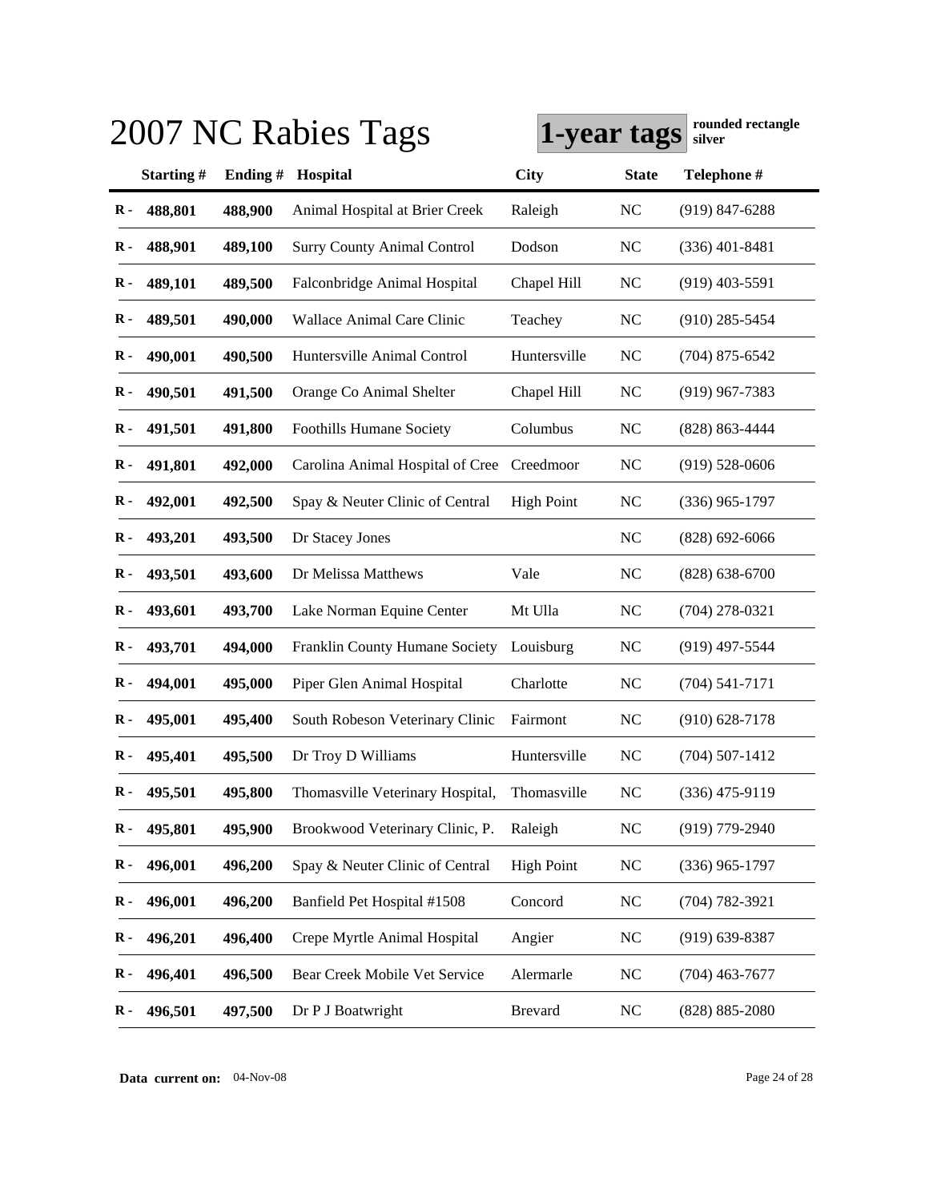# 2007 NC Rabies Tags

**1-year tags** **rounded rectangle silver**

| | Starting # | Ending # | Hospital | City | State | Telephone # |
|---|---|---|---|---|---|---|
| R - | 488,801 | 488,900 | Animal Hospital at Brier Creek | Raleigh | NC | (919) 847-6288 |
| R - | 488,901 | 489,100 | Surry County Animal Control | Dodson | NC | (336) 401-8481 |
| R - | 489,101 | 489,500 | Falconbridge Animal Hospital | Chapel Hill | NC | (919) 403-5591 |
| R - | 489,501 | 490,000 | Wallace Animal Care Clinic | Teachey | NC | (910) 285-5454 |
| R - | 490,001 | 490,500 | Huntersville Animal Control | Huntersville | NC | (704) 875-6542 |
| R - | 490,501 | 491,500 | Orange Co Animal Shelter | Chapel Hill | NC | (919) 967-7383 |
| R - | 491,501 | 491,800 | Foothills Humane Society | Columbus | NC | (828) 863-4444 |
| R - | 491,801 | 492,000 | Carolina Animal Hospital of Cree | Creedmoor | NC | (919) 528-0606 |
| R - | 492,001 | 492,500 | Spay & Neuter Clinic of Central | High Point | NC | (336) 965-1797 |
| R - | 493,201 | 493,500 | Dr Stacey Jones | | NC | (828) 692-6066 |
| R - | 493,501 | 493,600 | Dr Melissa Matthews | Vale | NC | (828) 638-6700 |
| R - | 493,601 | 493,700 | Lake Norman Equine Center | Mt Ulla | NC | (704) 278-0321 |
| R - | 493,701 | 494,000 | Franklin County Humane Society | Louisburg | NC | (919) 497-5544 |
| R - | 494,001 | 495,000 | Piper Glen Animal Hospital | Charlotte | NC | (704) 541-7171 |
| R - | 495,001 | 495,400 | South Robeson Veterinary Clinic | Fairmont | NC | (910) 628-7178 |
| R - | 495,401 | 495,500 | Dr Troy D Williams | Huntersville | NC | (704) 507-1412 |
| R - | 495,501 | 495,800 | Thomasville Veterinary Hospital, | Thomasville | NC | (336) 475-9119 |
| R - | 495,801 | 495,900 | Brookwood Veterinary Clinic, P. | Raleigh | NC | (919) 779-2940 |
| R - | 496,001 | 496,200 | Spay & Neuter Clinic of Central | High Point | NC | (336) 965-1797 |
| R - | 496,001 | 496,200 | Banfield Pet Hospital #1508 | Concord | NC | (704) 782-3921 |
| R - | 496,201 | 496,400 | Crepe Myrtle Animal Hospital | Angier | NC | (919) 639-8387 |
| R - | 496,401 | 496,500 | Bear Creek Mobile Vet Service | Alermarle | NC | (704) 463-7677 |
| R - | 496,501 | 497,500 | Dr P J Boatwright | Brevard | NC | (828) 885-2080 |

**Data current on:** 04-Nov-08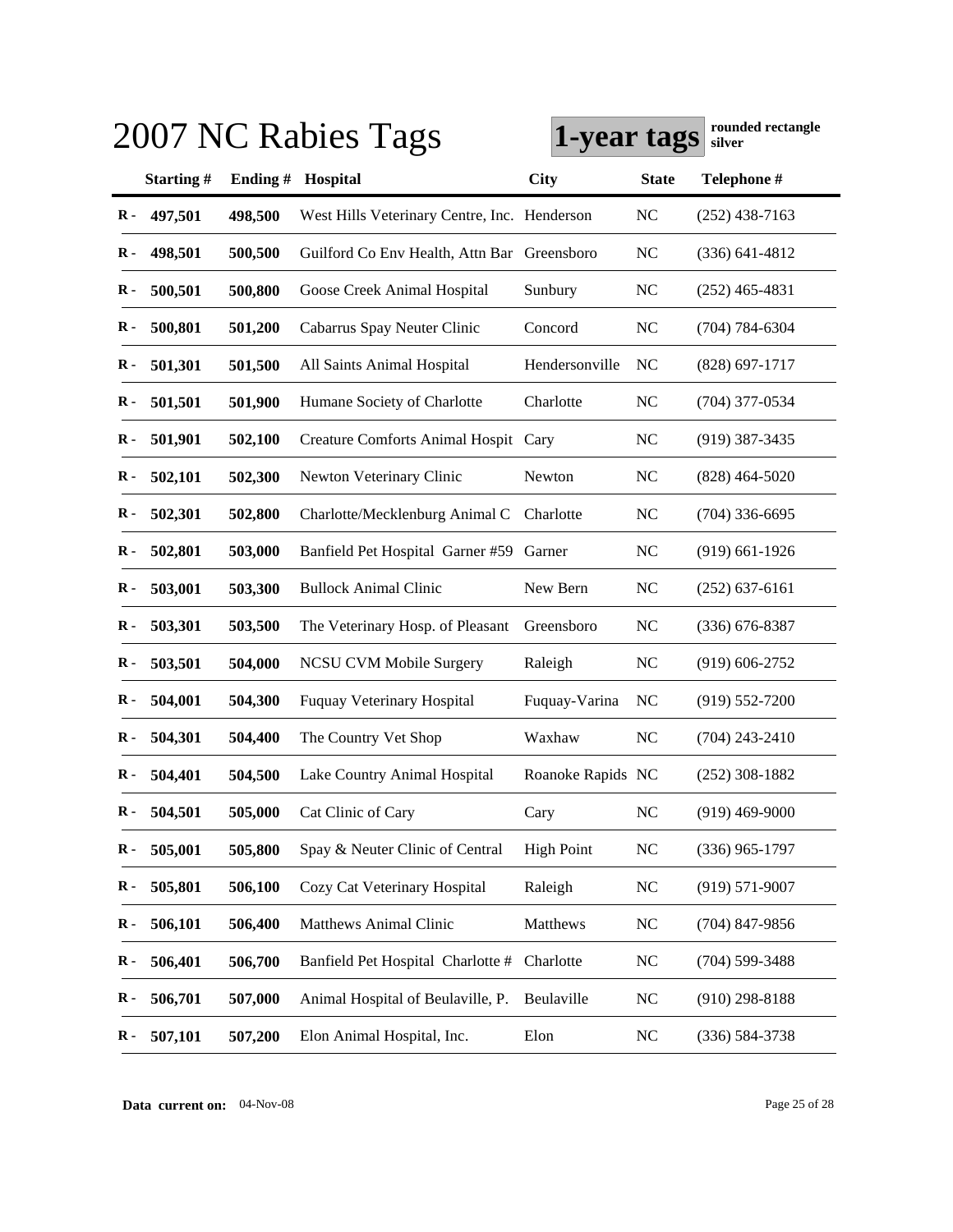# 2007 NC Rabies Tags

**1-year tags** **rounded rectangle silver**

| | Starting # | Ending # | Hospital | City | State | Telephone # |
|---|---|---|---|---|---|---|
| R - | 497,501 | 498,500 | West Hills Veterinary Centre, Inc. | Henderson | NC | (252) 438-7163 |
| R - | 498,501 | 500,500 | Guilford Co Env Health, Attn Bar | Greensboro | NC | (336) 641-4812 |
| R - | 500,501 | 500,800 | Goose Creek Animal Hospital | Sunbury | NC | (252) 465-4831 |
| R - | 500,801 | 501,200 | Cabarrus Spay Neuter Clinic | Concord | NC | (704) 784-6304 |
| R - | 501,301 | 501,500 | All Saints Animal Hospital | Hendersonville | NC | (828) 697-1717 |
| R - | 501,501 | 501,900 | Humane Society of Charlotte | Charlotte | NC | (704) 377-0534 |
| R - | 501,901 | 502,100 | Creature Comforts Animal Hospit | Cary | NC | (919) 387-3435 |
| R - | 502,101 | 502,300 | Newton Veterinary Clinic | Newton | NC | (828) 464-5020 |
| R - | 502,301 | 502,800 | Charlotte/Mecklenburg Animal C | Charlotte | NC | (704) 336-6695 |
| R - | 502,801 | 503,000 | Banfield Pet Hospital Garner #59 | Garner | NC | (919) 661-1926 |
| R - | 503,001 | 503,300 | Bullock Animal Clinic | New Bern | NC | (252) 637-6161 |
| R - | 503,301 | 503,500 | The Veterinary Hosp. of Pleasant | Greensboro | NC | (336) 676-8387 |
| R - | 503,501 | 504,000 | NCSU CVM Mobile Surgery | Raleigh | NC | (919) 606-2752 |
| R - | 504,001 | 504,300 | Fuquay Veterinary Hospital | Fuquay-Varina | NC | (919) 552-7200 |
| R - | 504,301 | 504,400 | The Country Vet Shop | Waxhaw | NC | (704) 243-2410 |
| R - | 504,401 | 504,500 | Lake Country Animal Hospital | Roanoke Rapids | NC | (252) 308-1882 |
| R - | 504,501 | 505,000 | Cat Clinic of Cary | Cary | NC | (919) 469-9000 |
| R - | 505,001 | 505,800 | Spay & Neuter Clinic of Central | High Point | NC | (336) 965-1797 |
| R - | 505,801 | 506,100 | Cozy Cat Veterinary Hospital | Raleigh | NC | (919) 571-9007 |
| R - | 506,101 | 506,400 | Matthews Animal Clinic | Matthews | NC | (704) 847-9856 |
| R - | 506,401 | 506,700 | Banfield Pet Hospital Charlotte # | Charlotte | NC | (704) 599-3488 |
| R - | 506,701 | 507,000 | Animal Hospital of Beulaville, P. | Beulaville | NC | (910) 298-8188 |
| R - | 507,101 | 507,200 | Elon Animal Hospital, Inc. | Elon | NC | (336) 584-3738 |

**Data current on:** 04-Nov-08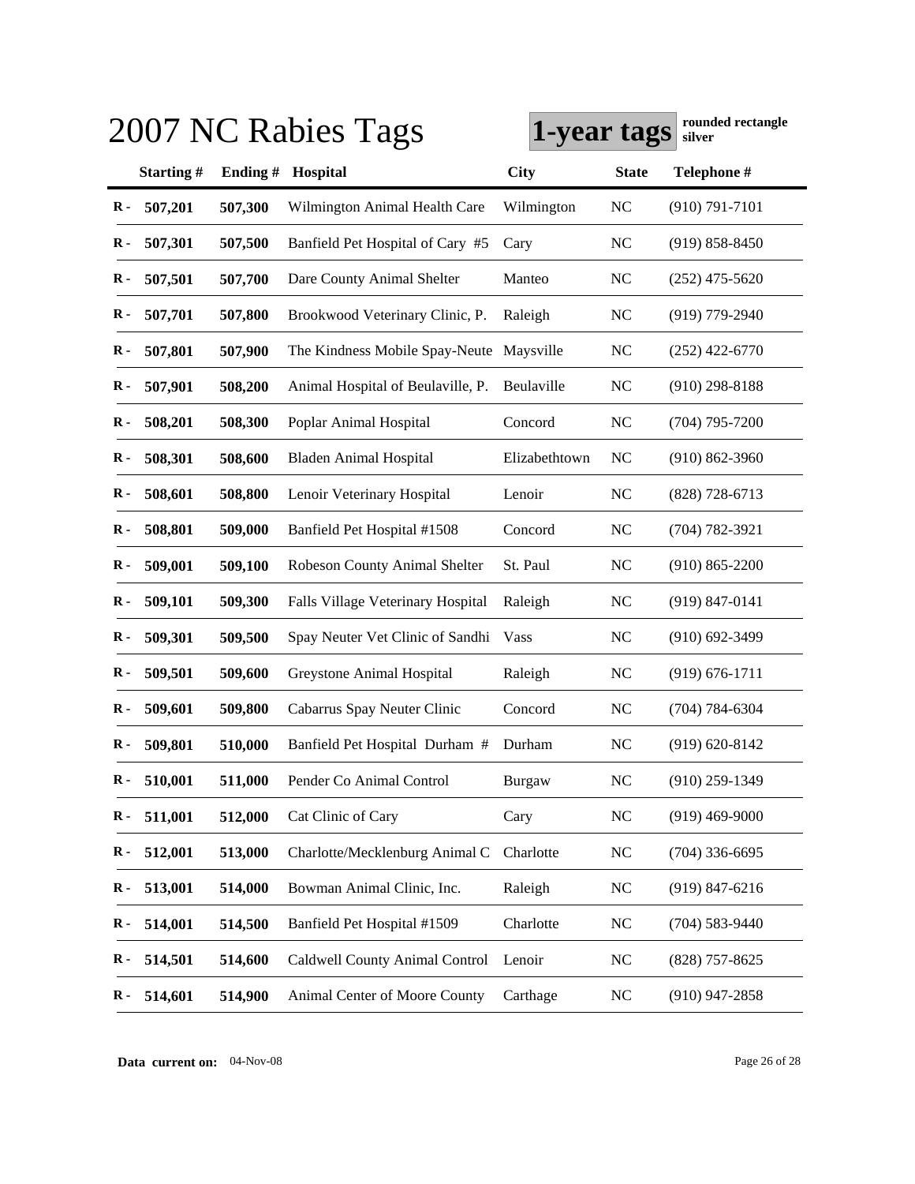# 2007 NC Rabies Tags

**1-year tags** **rounded rectangle silver**

| | Starting # | Ending # | Hospital | City | State | Telephone # |
|---|---|---|---|---|---|---|
| R - | 507,201 | 507,300 | Wilmington Animal Health Care | Wilmington | NC | (910) 791-7101 |
| R - | 507,301 | 507,500 | Banfield Pet Hospital of Cary #5 | Cary | NC | (919) 858-8450 |
| R - | 507,501 | 507,700 | Dare County Animal Shelter | Manteo | NC | (252) 475-5620 |
| R - | 507,701 | 507,800 | Brookwood Veterinary Clinic, P. | Raleigh | NC | (919) 779-2940 |
| R - | 507,801 | 507,900 | The Kindness Mobile Spay-Neute | Maysville | NC | (252) 422-6770 |
| R - | 507,901 | 508,200 | Animal Hospital of Beulaville, P. | Beulaville | NC | (910) 298-8188 |
| R - | 508,201 | 508,300 | Poplar Animal Hospital | Concord | NC | (704) 795-7200 |
| R - | 508,301 | 508,600 | Bladen Animal Hospital | Elizabethtown | NC | (910) 862-3960 |
| R - | 508,601 | 508,800 | Lenoir Veterinary Hospital | Lenoir | NC | (828) 728-6713 |
| R - | 508,801 | 509,000 | Banfield Pet Hospital #1508 | Concord | NC | (704) 782-3921 |
| R - | 509,001 | 509,100 | Robeson County Animal Shelter | St. Paul | NC | (910) 865-2200 |
| R - | 509,101 | 509,300 | Falls Village Veterinary Hospital | Raleigh | NC | (919) 847-0141 |
| R - | 509,301 | 509,500 | Spay Neuter Vet Clinic of Sandhi | Vass | NC | (910) 692-3499 |
| R - | 509,501 | 509,600 | Greystone Animal Hospital | Raleigh | NC | (919) 676-1711 |
| R - | 509,601 | 509,800 | Cabarrus Spay Neuter Clinic | Concord | NC | (704) 784-6304 |
| R - | 509,801 | 510,000 | Banfield Pet Hospital Durham # | Durham | NC | (919) 620-8142 |
| R - | 510,001 | 511,000 | Pender Co Animal Control | Burgaw | NC | (910) 259-1349 |
| R - | 511,001 | 512,000 | Cat Clinic of Cary | Cary | NC | (919) 469-9000 |
| R - | 512,001 | 513,000 | Charlotte/Mecklenburg Animal C | Charlotte | NC | (704) 336-6695 |
| R - | 513,001 | 514,000 | Bowman Animal Clinic, Inc. | Raleigh | NC | (919) 847-6216 |
| R - | 514,001 | 514,500 | Banfield Pet Hospital #1509 | Charlotte | NC | (704) 583-9440 |
| R - | 514,501 | 514,600 | Caldwell County Animal Control | Lenoir | NC | (828) 757-8625 |
| R - | 514,601 | 514,900 | Animal Center of Moore County | Carthage | NC | (910) 947-2858 |

**Data current on:** 04-Nov-08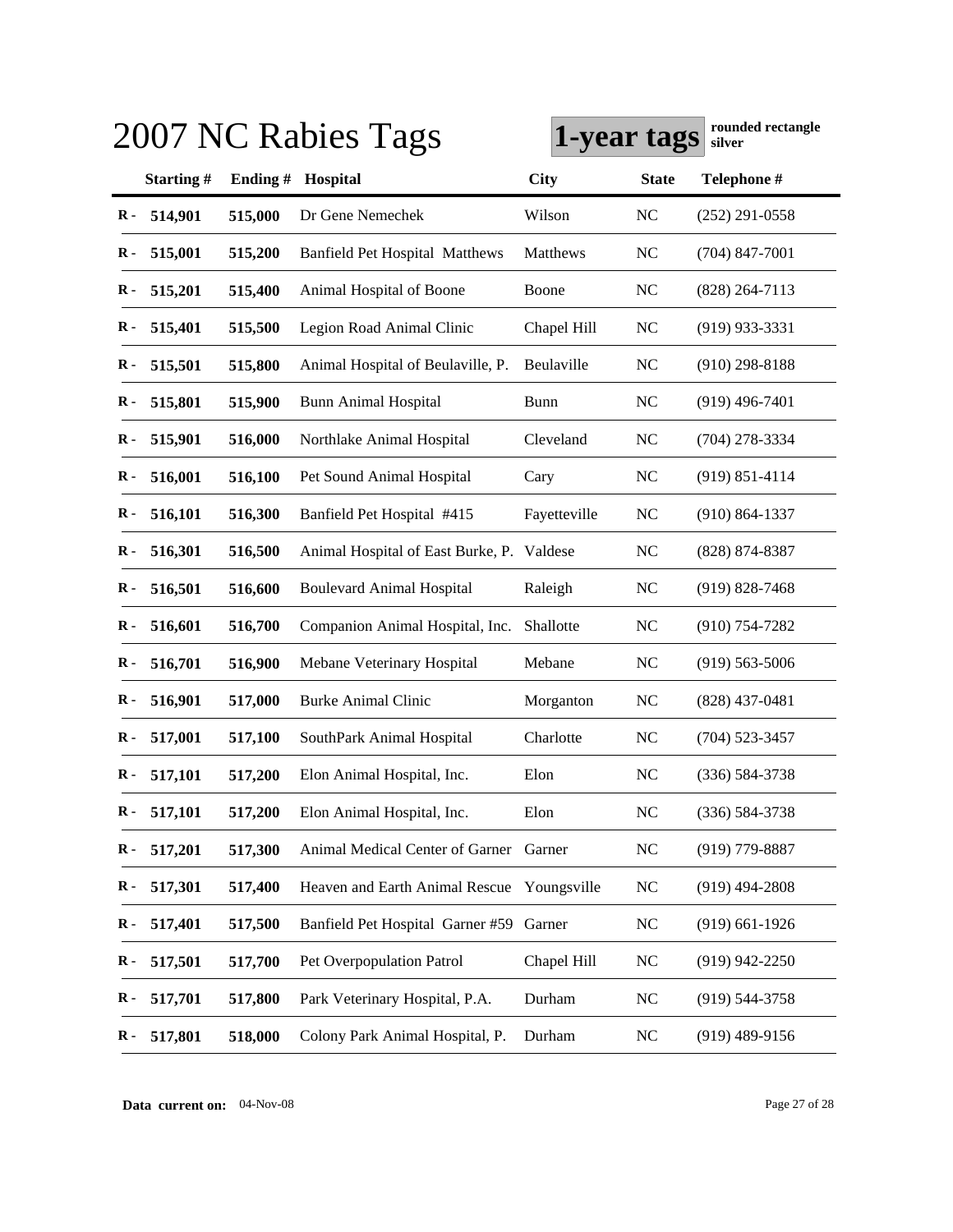# 2007 NC Rabies Tags

**1-year tags** **rounded rectangle silver**

| | Starting # | Ending # | Hospital | City | State | Telephone # |
|---|---|---|---|---|---|---|
| R - | 514,901 | 515,000 | Dr Gene Nemechek | Wilson | NC | (252) 291-0558 |
| R - | 515,001 | 515,200 | Banfield Pet Hospital Matthews | Matthews | NC | (704) 847-7001 |
| R - | 515,201 | 515,400 | Animal Hospital of Boone | Boone | NC | (828) 264-7113 |
| R - | 515,401 | 515,500 | Legion Road Animal Clinic | Chapel Hill | NC | (919) 933-3331 |
| R - | 515,501 | 515,800 | Animal Hospital of Beulaville, P. | Beulaville | NC | (910) 298-8188 |
| R - | 515,801 | 515,900 | Bunn Animal Hospital | Bunn | NC | (919) 496-7401 |
| R - | 515,901 | 516,000 | Northlake Animal Hospital | Cleveland | NC | (704) 278-3334 |
| R - | 516,001 | 516,100 | Pet Sound Animal Hospital | Cary | NC | (919) 851-4114 |
| R - | 516,101 | 516,300 | Banfield Pet Hospital #415 | Fayetteville | NC | (910) 864-1337 |
| R - | 516,301 | 516,500 | Animal Hospital of East Burke, P. | Valdese | NC | (828) 874-8387 |
| R - | 516,501 | 516,600 | Boulevard Animal Hospital | Raleigh | NC | (919) 828-7468 |
| R - | 516,601 | 516,700 | Companion Animal Hospital, Inc. | Shallotte | NC | (910) 754-7282 |
| R - | 516,701 | 516,900 | Mebane Veterinary Hospital | Mebane | NC | (919) 563-5006 |
| R - | 516,901 | 517,000 | Burke Animal Clinic | Morganton | NC | (828) 437-0481 |
| R - | 517,001 | 517,100 | SouthPark Animal Hospital | Charlotte | NC | (704) 523-3457 |
| R - | 517,101 | 517,200 | Elon Animal Hospital, Inc. | Elon | NC | (336) 584-3738 |
| R - | 517,101 | 517,200 | Elon Animal Hospital, Inc. | Elon | NC | (336) 584-3738 |
| R - | 517,201 | 517,300 | Animal Medical Center of Garner | Garner | NC | (919) 779-8887 |
| R - | 517,301 | 517,400 | Heaven and Earth Animal Rescue | Youngsville | NC | (919) 494-2808 |
| R - | 517,401 | 517,500 | Banfield Pet Hospital Garner #59 | Garner | NC | (919) 661-1926 |
| R - | 517,501 | 517,700 | Pet Overpopulation Patrol | Chapel Hill | NC | (919) 942-2250 |
| R - | 517,701 | 517,800 | Park Veterinary Hospital, P.A. | Durham | NC | (919) 544-3758 |
| R - | 517,801 | 518,000 | Colony Park Animal Hospital, P. | Durham | NC | (919) 489-9156 |

**Data current on:** 04-Nov-08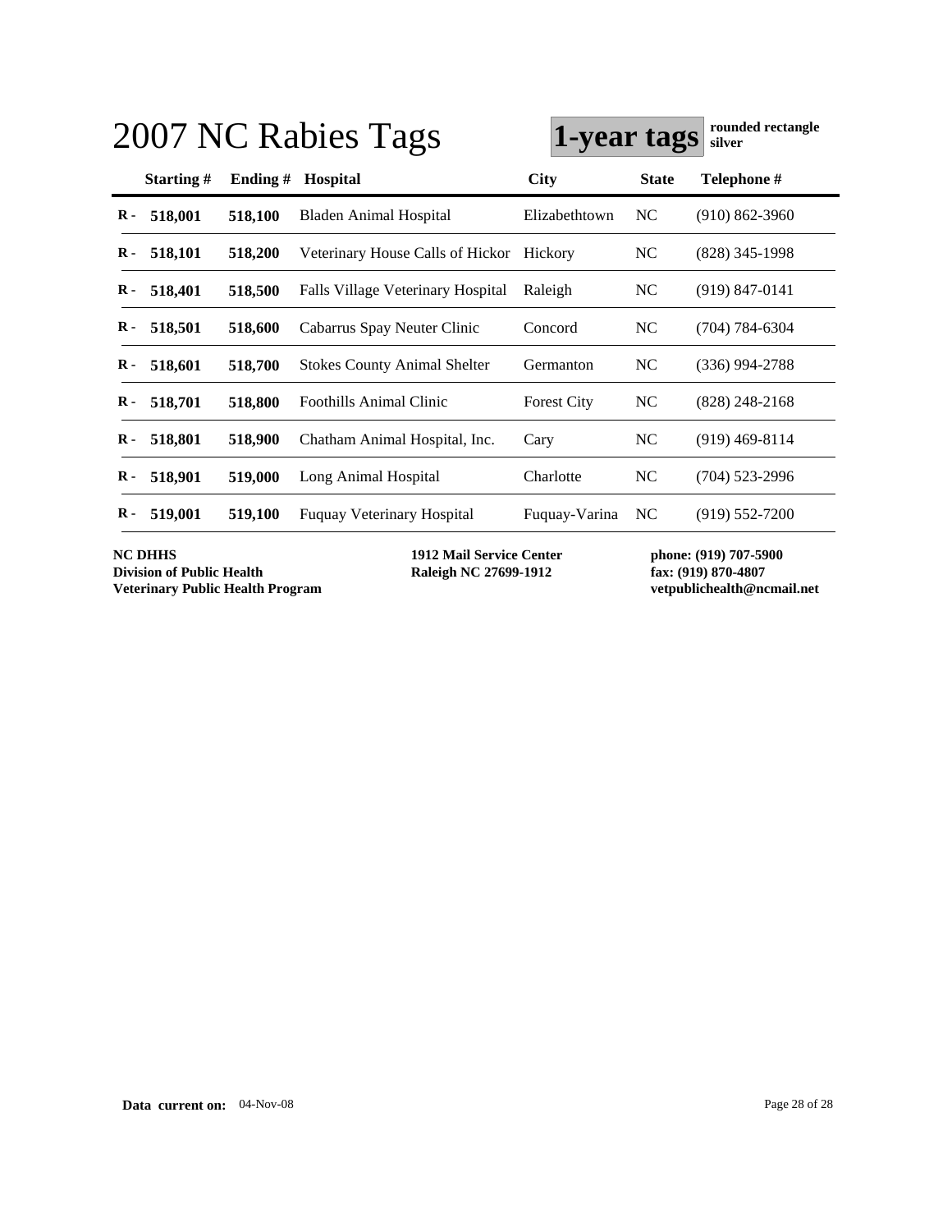# 2007 NC Rabies Tags

**1-year tags** **rounded rectangle silver**

| | Starting # | Ending # | Hospital | City | State | Telephone # |
|---|---|---|---|---|---|---|
| **R -** | **518,001** | **518,100** | Bladen Animal Hospital | Elizabethtown | NC | (910) 862-3960 |
| **R -** | **518,101** | **518,200** | Veterinary House Calls of Hickor | Hickory | NC | (828) 345-1998 |
| **R -** | **518,401** | **518,500** | Falls Village Veterinary Hospital | Raleigh | NC | (919) 847-0141 |
| **R -** | **518,501** | **518,600** | Cabarrus Spay Neuter Clinic | Concord | NC | (704) 784-6304 |
| **R -** | **518,601** | **518,700** | Stokes County Animal Shelter | Germanton | NC | (336) 994-2788 |
| **R -** | **518,701** | **518,800** | Foothills Animal Clinic | Forest City | NC | (828) 248-2168 |
| **R -** | **518,801** | **518,900** | Chatham Animal Hospital, Inc. | Cary | NC | (919) 469-8114 |
| **R -** | **518,901** | **519,000** | Long Animal Hospital | Charlotte | NC | (704) 523-2996 |
| **R -** | **519,001** | **519,100** | Fuquay Veterinary Hospital | Fuquay-Varina | NC | (919) 552-7200 |

**NC DHHS**
**Division of Public Health**
**Veterinary Public Health Program**

**1912 Mail Service Center**
**Raleigh NC 27699-1912**

**phone: (919) 707-5900**
**fax: (919) 870-4807**
**vetpublichealth@ncmail.net**

**Data current on:** 04-Nov-08